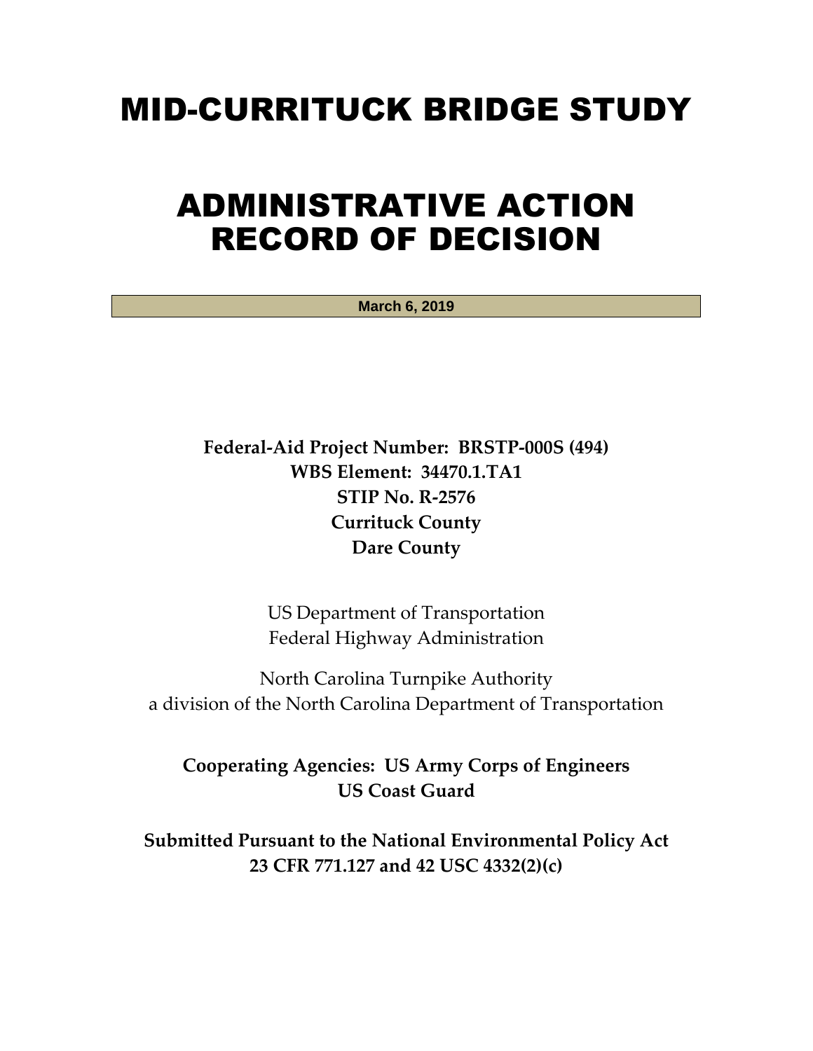# MID-CURRITUCK BRIDGE STUDY

# ADMINISTRATIVE ACTION RECORD OF DECISION

**March 6, 2019**

**Federal-Aid Project Number: BRSTP-000S (494)**
**WBS Element: 34470.1.TA1**
**STIP No. R-2576**
**Currituck County**
**Dare County**

US Department of Transportation
Federal Highway Administration

North Carolina Turnpike Authority
a division of the North Carolina Department of Transportation

**Cooperating Agencies: US Army Corps of Engineers**
**US Coast Guard**

**Submitted Pursuant to the National Environmental Policy Act**
**23 CFR 771.127 and 42 USC 4332(2)(c)**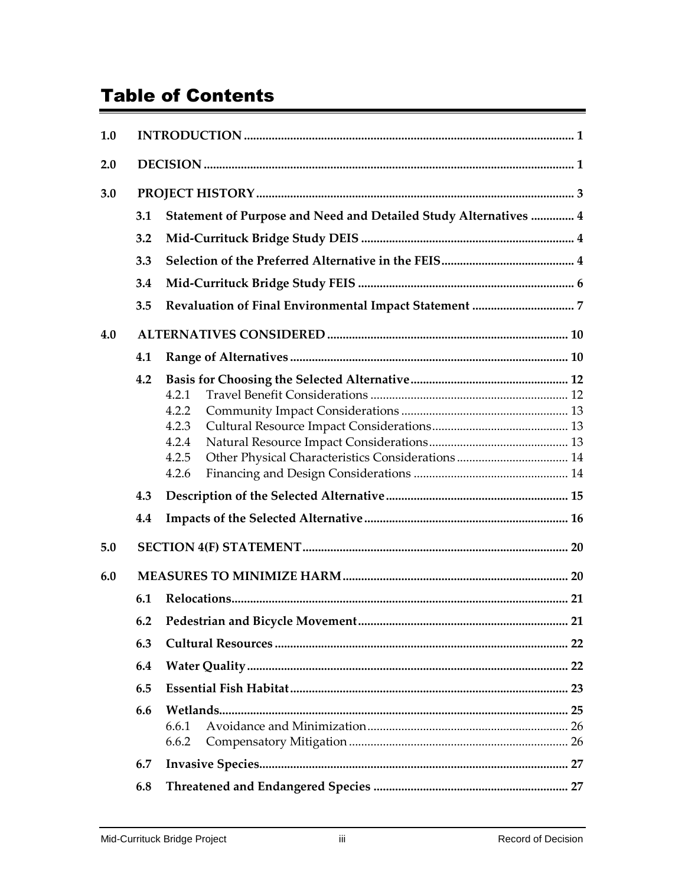# Table of Contents

1.0 INTRODUCTION ........................................................................................................... 1

2.0 DECISION ....................................................................................................................... 1

3.0 PROJECT HISTORY ...................................................................................................... 3

- 3.1 Statement of Purpose and Need and Detailed Study Alternatives ............. 4
- 3.2 Mid-Currituck Bridge Study DEIS .................................................................... 4
- 3.3 Selection of the Preferred Alternative in the FEIS ........................................... 4
- 3.4 Mid-Currituck Bridge Study FEIS ..................................................................... 6
- 3.5 Revaluation of Final Environmental Impact Statement ................................. 7

4.0 ALTERNATIVES CONSIDERED .............................................................................. 10

- 4.1 Range of Alternatives ......................................................................................... 10
- 4.2 Basis for Choosing the Selected Alternative ................................................... 12
  - 4.2.1 Travel Benefit Considerations ................................................................ 12
  - 4.2.2 Community Impact Considerations ...................................................... 13
  - 4.2.3 Cultural Resource Impact Considerations ............................................ 13
  - 4.2.4 Natural Resource Impact Considerations ............................................. 13
  - 4.2.5 Other Physical Characteristics Considerations .................................... 14
  - 4.2.6 Financing and Design Considerations .................................................. 14
- 4.3 Description of the Selected Alternative ........................................................... 15
- 4.4 Impacts of the Selected Alternative .................................................................. 16

5.0 SECTION 4(F) STATEMENT ...................................................................................... 20

6.0 MEASURES TO MINIMIZE HARM ......................................................................... 20

- 6.1 Relocations ............................................................................................................ 21
- 6.2 Pedestrian and Bicycle Movement ................................................................... 21
- 6.3 Cultural Resources .............................................................................................. 22
- 6.4 Water Quality ....................................................................................................... 22
- 6.5 Essential Fish Habitat ......................................................................................... 23
- 6.6 Wetlands ................................................................................................................ 25
  - 6.6.1 Avoidance and Minimization ................................................................ 26
  - 6.6.2 Compensatory Mitigation ...................................................................... 26
- 6.7 Invasive Species ................................................................................................... 27
- 6.8 Threatened and Endangered Species ............................................................... 27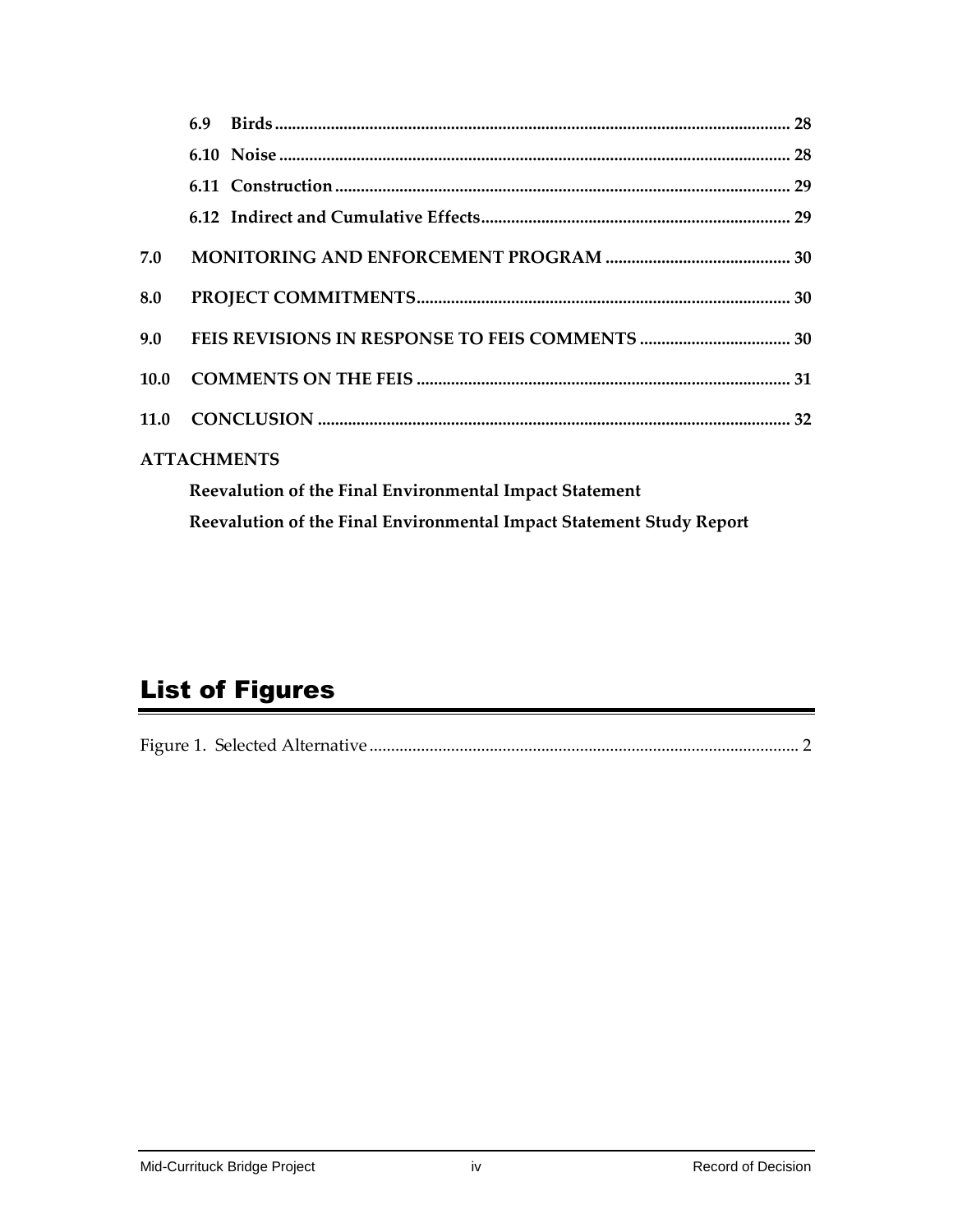6.9 Birds ........................................................................................................................ 28

6.10 Noise ....................................................................................................................... 28

6.11 Construction .......................................................................................................... 29

6.12 Indirect and Cumulative Effects ........................................................................ 29

7.0 MONITORING AND ENFORCEMENT PROGRAM ........................................... 30

8.0 PROJECT COMMITMENTS ...................................................................................... 30

9.0 FEIS REVISIONS IN RESPONSE TO FEIS COMMENTS ................................... 30

10.0 COMMENTS ON THE FEIS ...................................................................................... 31

11.0 CONCLUSION ............................................................................................................. 32

**ATTACHMENTS**

**Reevalution of the Final Environmental Impact Statement**

**Reevalution of the Final Environmental Impact Statement Study Report**

## List of Figures

Figure 1. Selected Alternative .................................................................................................. 2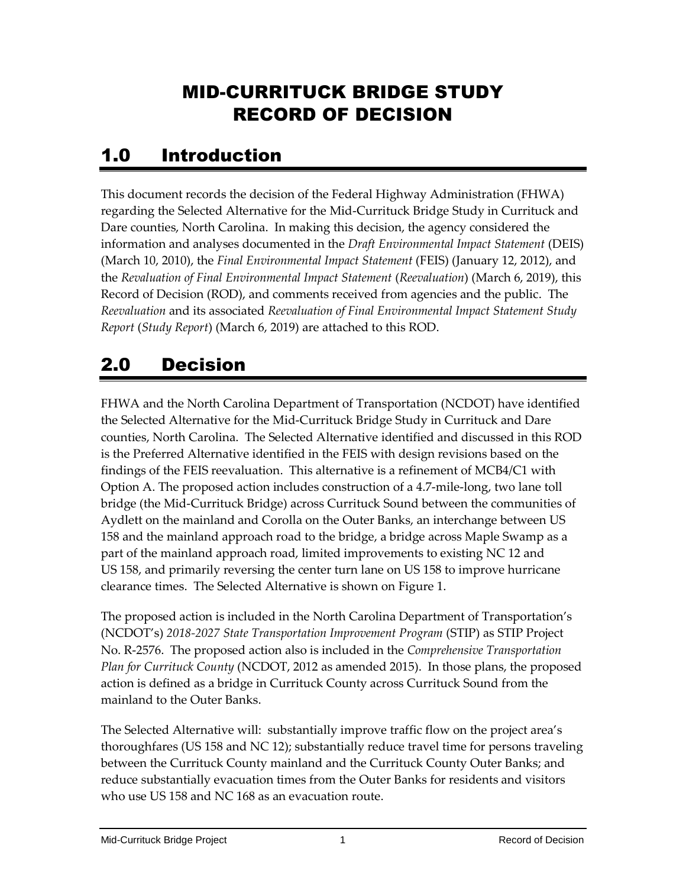# MID-CURRITUCK BRIDGE STUDY
# RECORD OF DECISION

## 1.0 Introduction

This document records the decision of the Federal Highway Administration (FHWA) regarding the Selected Alternative for the Mid-Currituck Bridge Study in Currituck and Dare counties, North Carolina. In making this decision, the agency considered the information and analyses documented in the *Draft Environmental Impact Statement* (DEIS) (March 10, 2010), the *Final Environmental Impact Statement* (FEIS) (January 12, 2012), and the *Revaluation of Final Environmental Impact Statement* (*Reevaluation*) (March 6, 2019), this Record of Decision (ROD), and comments received from agencies and the public. The *Reevaluation* and its associated *Reevaluation of Final Environmental Impact Statement Study Report* (*Study Report*) (March 6, 2019) are attached to this ROD.

## 2.0 Decision

FHWA and the North Carolina Department of Transportation (NCDOT) have identified the Selected Alternative for the Mid-Currituck Bridge Study in Currituck and Dare counties, North Carolina. The Selected Alternative identified and discussed in this ROD is the Preferred Alternative identified in the FEIS with design revisions based on the findings of the FEIS reevaluation. This alternative is a refinement of MCB4/C1 with Option A. The proposed action includes construction of a 4.7-mile-long, two lane toll bridge (the Mid-Currituck Bridge) across Currituck Sound between the communities of Aydlett on the mainland and Corolla on the Outer Banks, an interchange between US 158 and the mainland approach road to the bridge, a bridge across Maple Swamp as a part of the mainland approach road, limited improvements to existing NC 12 and US 158, and primarily reversing the center turn lane on US 158 to improve hurricane clearance times. The Selected Alternative is shown on Figure 1.

The proposed action is included in the North Carolina Department of Transportation's (NCDOT's) *2018-2027 State Transportation Improvement Program* (STIP) as STIP Project No. R-2576. The proposed action also is included in the *Comprehensive Transportation Plan for Currituck County* (NCDOT, 2012 as amended 2015). In those plans, the proposed action is defined as a bridge in Currituck County across Currituck Sound from the mainland to the Outer Banks.

The Selected Alternative will: substantially improve traffic flow on the project area's thoroughfares (US 158 and NC 12); substantially reduce travel time for persons traveling between the Currituck County mainland and the Currituck County Outer Banks; and reduce substantially evacuation times from the Outer Banks for residents and visitors who use US 158 and NC 168 as an evacuation route.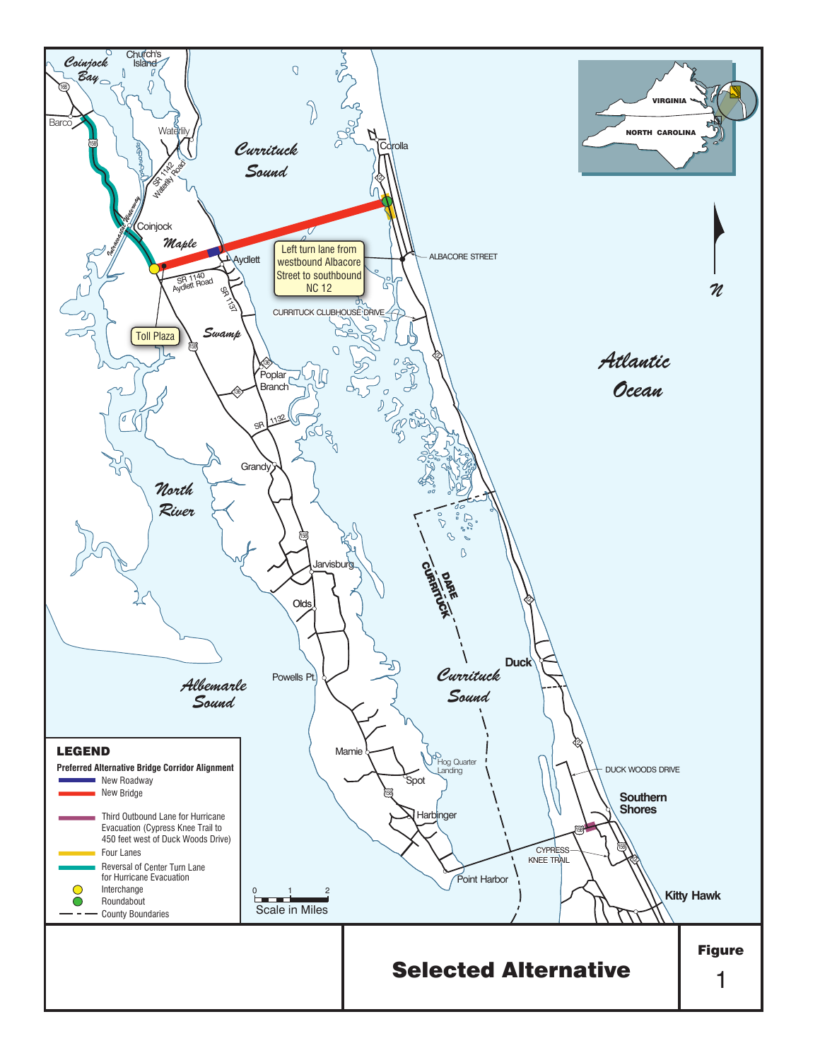Selected Alternative

Figure 1

LEGEND

Preferred Alternative Bridge Corridor Alignment

- New Roadway
- New Bridge
- Third Outbound Lane for Hurricane Evacuation (Cypress Knee Trail to 450 feet west of Duck Woods Drive)
- Four Lanes
- Reversal of Center Turn Lane for Hurricane Evacuation
- Interchange
- Roundabout
- County Boundaries

0 1 2
Scale in Miles

Left turn lane from westbound Albacore Street to southbound NC 12

Toll Plaza

ALBACORE STREET

CURRITUCK CLUBHOUSE DRIVE

DUCK WOODS DRIVE

CYPRESS KNEE TRAIL

SR 1142 Waterlily Road

SR 1140 Aydlett Road

SR 1137

SR 1132

Coinjock Bay, Church's Island, Barco, Waterlily, Coinjock, Maple, Aydlett, Swamp, Poplar Branch, Grandy, Jarvisburg, Olds, Powells Pt., Mamie, Spot, Harbinger, Point Harbor, Hog Quarter Landing, Corolla, Duck, Southern Shores, Kitty Hawk

Currituck Sound, North River, Albemarle Sound, Atlantic Ocean, Intracoastal Waterway

DARE
CURRITUCK

VIRGINIA
NORTH CAROLINA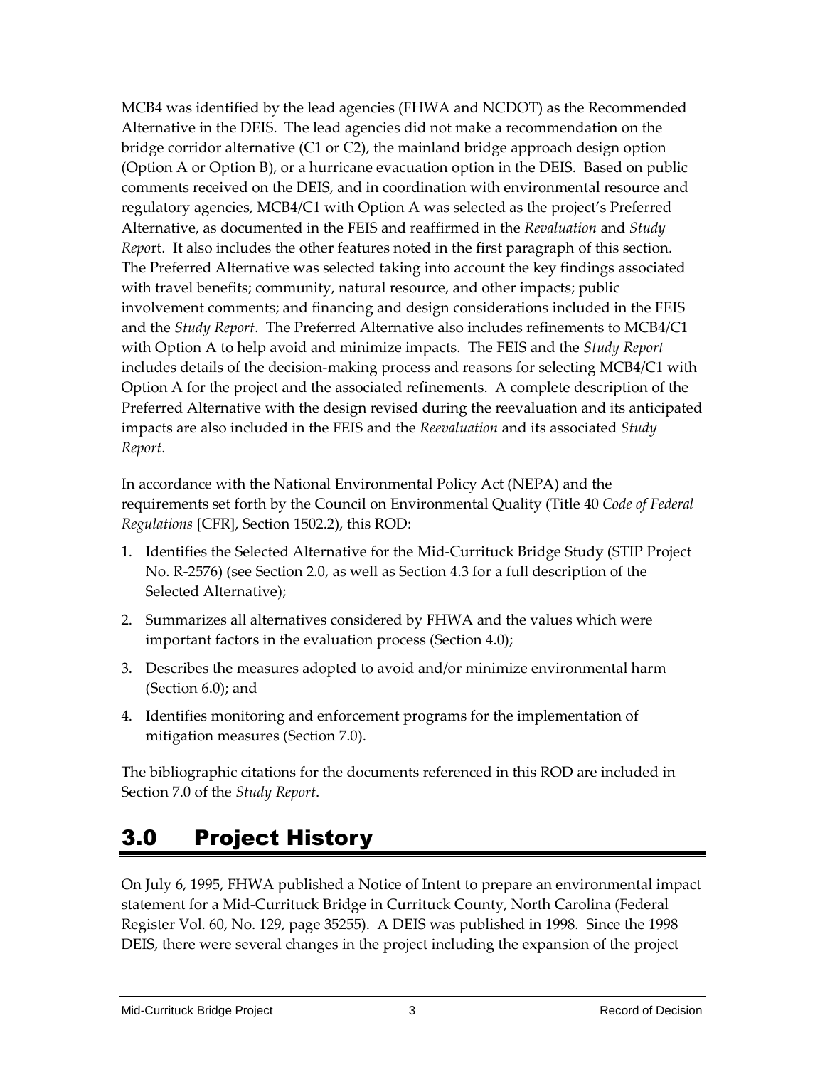MCB4 was identified by the lead agencies (FHWA and NCDOT) as the Recommended Alternative in the DEIS. The lead agencies did not make a recommendation on the bridge corridor alternative (C1 or C2), the mainland bridge approach design option (Option A or Option B), or a hurricane evacuation option in the DEIS. Based on public comments received on the DEIS, and in coordination with environmental resource and regulatory agencies, MCB4/C1 with Option A was selected as the project's Preferred Alternative, as documented in the FEIS and reaffirmed in the *Revaluation* and *Study Repor*t. It also includes the other features noted in the first paragraph of this section. The Preferred Alternative was selected taking into account the key findings associated with travel benefits; community, natural resource, and other impacts; public involvement comments; and financing and design considerations included in the FEIS and the *Study Report*. The Preferred Alternative also includes refinements to MCB4/C1 with Option A to help avoid and minimize impacts. The FEIS and the *Study Report* includes details of the decision-making process and reasons for selecting MCB4/C1 with Option A for the project and the associated refinements. A complete description of the Preferred Alternative with the design revised during the reevaluation and its anticipated impacts are also included in the FEIS and the *Reevaluation* and its associated *Study Report*.

In accordance with the National Environmental Policy Act (NEPA) and the requirements set forth by the Council on Environmental Quality (Title 40 *Code of Federal Regulations* [CFR], Section 1502.2), this ROD:

1. Identifies the Selected Alternative for the Mid-Currituck Bridge Study (STIP Project No. R-2576) (see Section 2.0, as well as Section 4.3 for a full description of the Selected Alternative);
2. Summarizes all alternatives considered by FHWA and the values which were important factors in the evaluation process (Section 4.0);
3. Describes the measures adopted to avoid and/or minimize environmental harm (Section 6.0); and
4. Identifies monitoring and enforcement programs for the implementation of mitigation measures (Section 7.0).

The bibliographic citations for the documents referenced in this ROD are included in Section 7.0 of the *Study Report*.

# 3.0 Project History

On July 6, 1995, FHWA published a Notice of Intent to prepare an environmental impact statement for a Mid-Currituck Bridge in Currituck County, North Carolina (Federal Register Vol. 60, No. 129, page 35255). A DEIS was published in 1998. Since the 1998 DEIS, there were several changes in the project including the expansion of the project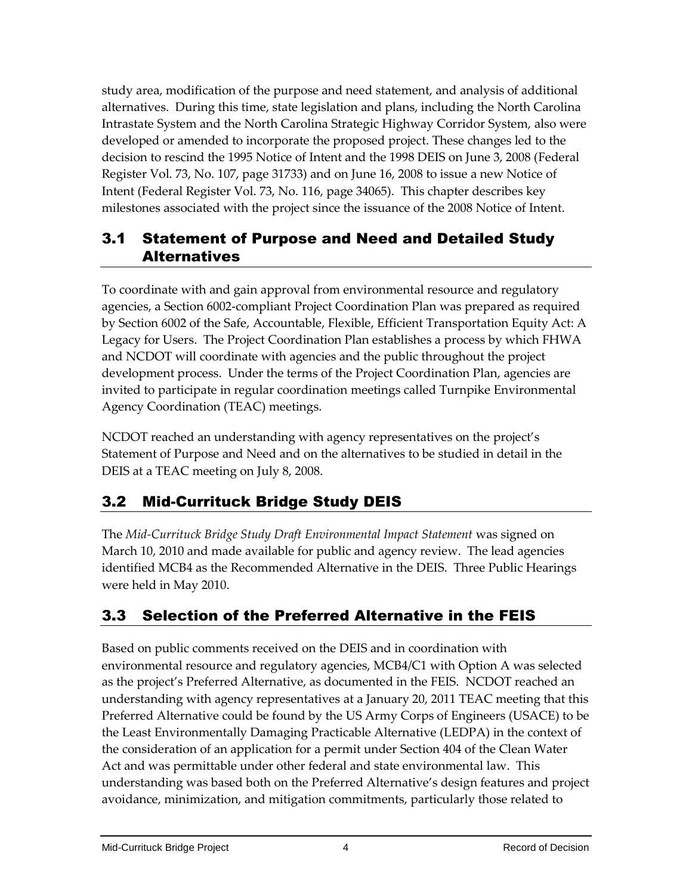study area, modification of the purpose and need statement, and analysis of additional alternatives. During this time, state legislation and plans, including the North Carolina Intrastate System and the North Carolina Strategic Highway Corridor System, also were developed or amended to incorporate the proposed project. These changes led to the decision to rescind the 1995 Notice of Intent and the 1998 DEIS on June 3, 2008 (Federal Register Vol. 73, No. 107, page 31733) and on June 16, 2008 to issue a new Notice of Intent (Federal Register Vol. 73, No. 116, page 34065). This chapter describes key milestones associated with the project since the issuance of the 2008 Notice of Intent.

## 3.1 Statement of Purpose and Need and Detailed Study Alternatives

To coordinate with and gain approval from environmental resource and regulatory agencies, a Section 6002-compliant Project Coordination Plan was prepared as required by Section 6002 of the Safe, Accountable, Flexible, Efficient Transportation Equity Act: A Legacy for Users. The Project Coordination Plan establishes a process by which FHWA and NCDOT will coordinate with agencies and the public throughout the project development process. Under the terms of the Project Coordination Plan, agencies are invited to participate in regular coordination meetings called Turnpike Environmental Agency Coordination (TEAC) meetings.

NCDOT reached an understanding with agency representatives on the project's Statement of Purpose and Need and on the alternatives to be studied in detail in the DEIS at a TEAC meeting on July 8, 2008.

## 3.2 Mid-Currituck Bridge Study DEIS

The *Mid-Currituck Bridge Study Draft Environmental Impact Statement* was signed on March 10, 2010 and made available for public and agency review. The lead agencies identified MCB4 as the Recommended Alternative in the DEIS. Three Public Hearings were held in May 2010.

## 3.3 Selection of the Preferred Alternative in the FEIS

Based on public comments received on the DEIS and in coordination with environmental resource and regulatory agencies, MCB4/C1 with Option A was selected as the project's Preferred Alternative, as documented in the FEIS. NCDOT reached an understanding with agency representatives at a January 20, 2011 TEAC meeting that this Preferred Alternative could be found by the US Army Corps of Engineers (USACE) to be the Least Environmentally Damaging Practicable Alternative (LEDPA) in the context of the consideration of an application for a permit under Section 404 of the Clean Water Act and was permittable under other federal and state environmental law. This understanding was based both on the Preferred Alternative's design features and project avoidance, minimization, and mitigation commitments, particularly those related to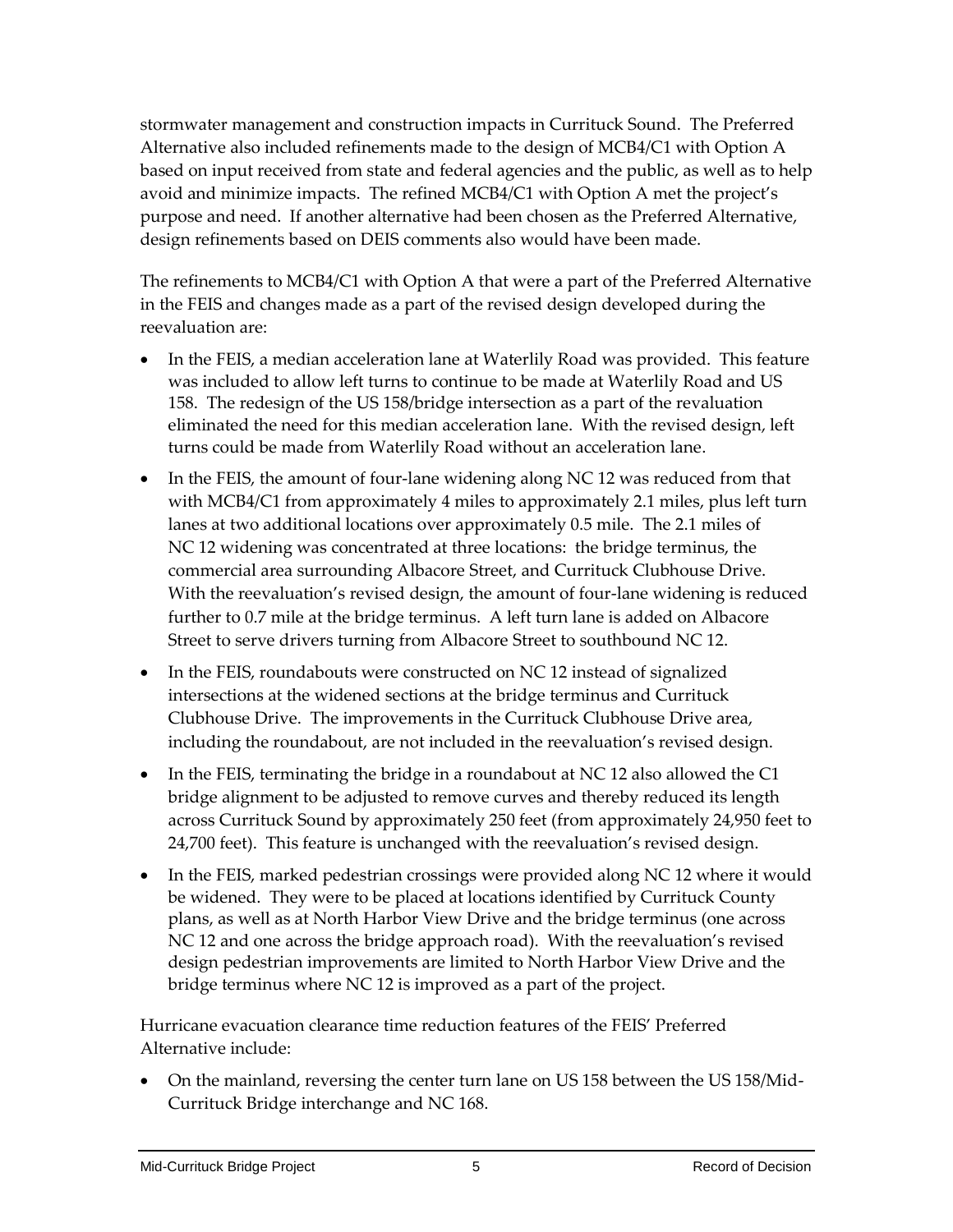stormwater management and construction impacts in Currituck Sound. The Preferred Alternative also included refinements made to the design of MCB4/C1 with Option A based on input received from state and federal agencies and the public, as well as to help avoid and minimize impacts. The refined MCB4/C1 with Option A met the project's purpose and need. If another alternative had been chosen as the Preferred Alternative, design refinements based on DEIS comments also would have been made.

The refinements to MCB4/C1 with Option A that were a part of the Preferred Alternative in the FEIS and changes made as a part of the revised design developed during the reevaluation are:

- In the FEIS, a median acceleration lane at Waterlily Road was provided. This feature was included to allow left turns to continue to be made at Waterlily Road and US 158. The redesign of the US 158/bridge intersection as a part of the revaluation eliminated the need for this median acceleration lane. With the revised design, left turns could be made from Waterlily Road without an acceleration lane.
- In the FEIS, the amount of four-lane widening along NC 12 was reduced from that with MCB4/C1 from approximately 4 miles to approximately 2.1 miles, plus left turn lanes at two additional locations over approximately 0.5 mile. The 2.1 miles of NC 12 widening was concentrated at three locations: the bridge terminus, the commercial area surrounding Albacore Street, and Currituck Clubhouse Drive. With the reevaluation's revised design, the amount of four-lane widening is reduced further to 0.7 mile at the bridge terminus. A left turn lane is added on Albacore Street to serve drivers turning from Albacore Street to southbound NC 12.
- In the FEIS, roundabouts were constructed on NC 12 instead of signalized intersections at the widened sections at the bridge terminus and Currituck Clubhouse Drive. The improvements in the Currituck Clubhouse Drive area, including the roundabout, are not included in the reevaluation's revised design.
- In the FEIS, terminating the bridge in a roundabout at NC 12 also allowed the C1 bridge alignment to be adjusted to remove curves and thereby reduced its length across Currituck Sound by approximately 250 feet (from approximately 24,950 feet to 24,700 feet). This feature is unchanged with the reevaluation's revised design.
- In the FEIS, marked pedestrian crossings were provided along NC 12 where it would be widened. They were to be placed at locations identified by Currituck County plans, as well as at North Harbor View Drive and the bridge terminus (one across NC 12 and one across the bridge approach road). With the reevaluation's revised design pedestrian improvements are limited to North Harbor View Drive and the bridge terminus where NC 12 is improved as a part of the project.

Hurricane evacuation clearance time reduction features of the FEIS' Preferred Alternative include:

- On the mainland, reversing the center turn lane on US 158 between the US 158/Mid-Currituck Bridge interchange and NC 168.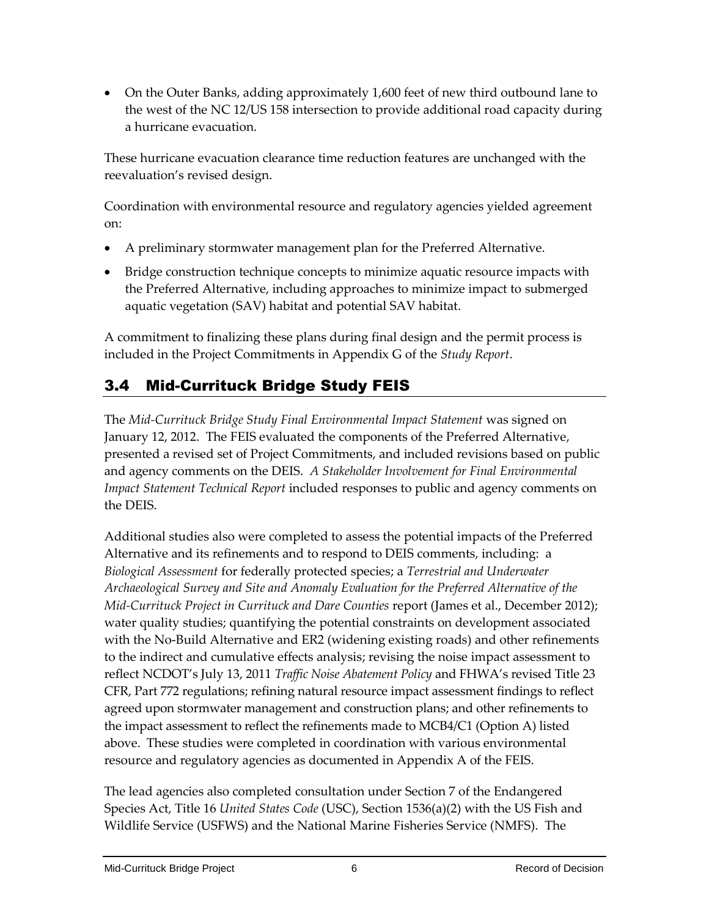- On the Outer Banks, adding approximately 1,600 feet of new third outbound lane to the west of the NC 12/US 158 intersection to provide additional road capacity during a hurricane evacuation.

These hurricane evacuation clearance time reduction features are unchanged with the reevaluation's revised design.

Coordination with environmental resource and regulatory agencies yielded agreement on:

- A preliminary stormwater management plan for the Preferred Alternative.
- Bridge construction technique concepts to minimize aquatic resource impacts with the Preferred Alternative, including approaches to minimize impact to submerged aquatic vegetation (SAV) habitat and potential SAV habitat.

A commitment to finalizing these plans during final design and the permit process is included in the Project Commitments in Appendix G of the *Study Report*.

## 3.4 Mid-Currituck Bridge Study FEIS

The *Mid-Currituck Bridge Study Final Environmental Impact Statement* was signed on January 12, 2012. The FEIS evaluated the components of the Preferred Alternative, presented a revised set of Project Commitments, and included revisions based on public and agency comments on the DEIS. *A Stakeholder Involvement for Final Environmental Impact Statement Technical Report* included responses to public and agency comments on the DEIS.

Additional studies also were completed to assess the potential impacts of the Preferred Alternative and its refinements and to respond to DEIS comments, including: a *Biological Assessment* for federally protected species; a *Terrestrial and Underwater Archaeological Survey and Site and Anomaly Evaluation for the Preferred Alternative of the Mid-Currituck Project in Currituck and Dare Counties* report (James et al., December 2012); water quality studies; quantifying the potential constraints on development associated with the No-Build Alternative and ER2 (widening existing roads) and other refinements to the indirect and cumulative effects analysis; revising the noise impact assessment to reflect NCDOT's July 13, 2011 *Traffic Noise Abatement Policy* and FHWA's revised Title 23 CFR, Part 772 regulations; refining natural resource impact assessment findings to reflect agreed upon stormwater management and construction plans; and other refinements to the impact assessment to reflect the refinements made to MCB4/C1 (Option A) listed above. These studies were completed in coordination with various environmental resource and regulatory agencies as documented in Appendix A of the FEIS.

The lead agencies also completed consultation under Section 7 of the Endangered Species Act, Title 16 *United States Code* (USC), Section 1536(a)(2) with the US Fish and Wildlife Service (USFWS) and the National Marine Fisheries Service (NMFS). The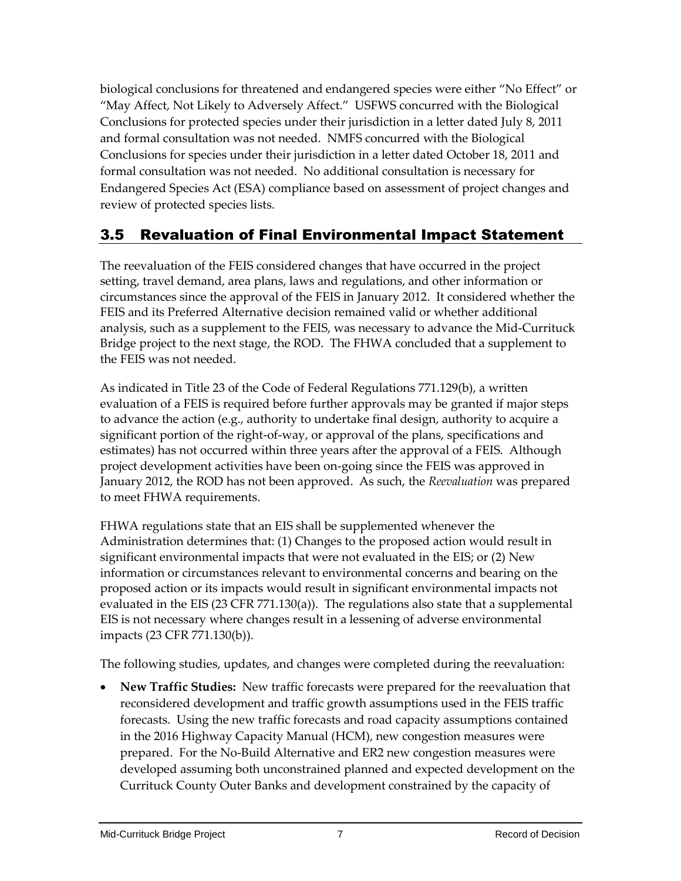biological conclusions for threatened and endangered species were either "No Effect" or "May Affect, Not Likely to Adversely Affect." USFWS concurred with the Biological Conclusions for protected species under their jurisdiction in a letter dated July 8, 2011 and formal consultation was not needed. NMFS concurred with the Biological Conclusions for species under their jurisdiction in a letter dated October 18, 2011 and formal consultation was not needed. No additional consultation is necessary for Endangered Species Act (ESA) compliance based on assessment of project changes and review of protected species lists.

## 3.5 Revaluation of Final Environmental Impact Statement

The reevaluation of the FEIS considered changes that have occurred in the project setting, travel demand, area plans, laws and regulations, and other information or circumstances since the approval of the FEIS in January 2012. It considered whether the FEIS and its Preferred Alternative decision remained valid or whether additional analysis, such as a supplement to the FEIS, was necessary to advance the Mid-Currituck Bridge project to the next stage, the ROD. The FHWA concluded that a supplement to the FEIS was not needed.

As indicated in Title 23 of the Code of Federal Regulations 771.129(b), a written evaluation of a FEIS is required before further approvals may be granted if major steps to advance the action (e.g., authority to undertake final design, authority to acquire a significant portion of the right-of-way, or approval of the plans, specifications and estimates) has not occurred within three years after the approval of a FEIS. Although project development activities have been on-going since the FEIS was approved in January 2012, the ROD has not been approved. As such, the *Reevaluation* was prepared to meet FHWA requirements.

FHWA regulations state that an EIS shall be supplemented whenever the Administration determines that: (1) Changes to the proposed action would result in significant environmental impacts that were not evaluated in the EIS; or (2) New information or circumstances relevant to environmental concerns and bearing on the proposed action or its impacts would result in significant environmental impacts not evaluated in the EIS (23 CFR 771.130(a)). The regulations also state that a supplemental EIS is not necessary where changes result in a lessening of adverse environmental impacts (23 CFR 771.130(b)).

The following studies, updates, and changes were completed during the reevaluation:

- **New Traffic Studies:** New traffic forecasts were prepared for the reevaluation that reconsidered development and traffic growth assumptions used in the FEIS traffic forecasts. Using the new traffic forecasts and road capacity assumptions contained in the 2016 Highway Capacity Manual (HCM), new congestion measures were prepared. For the No-Build Alternative and ER2 new congestion measures were developed assuming both unconstrained planned and expected development on the Currituck County Outer Banks and development constrained by the capacity of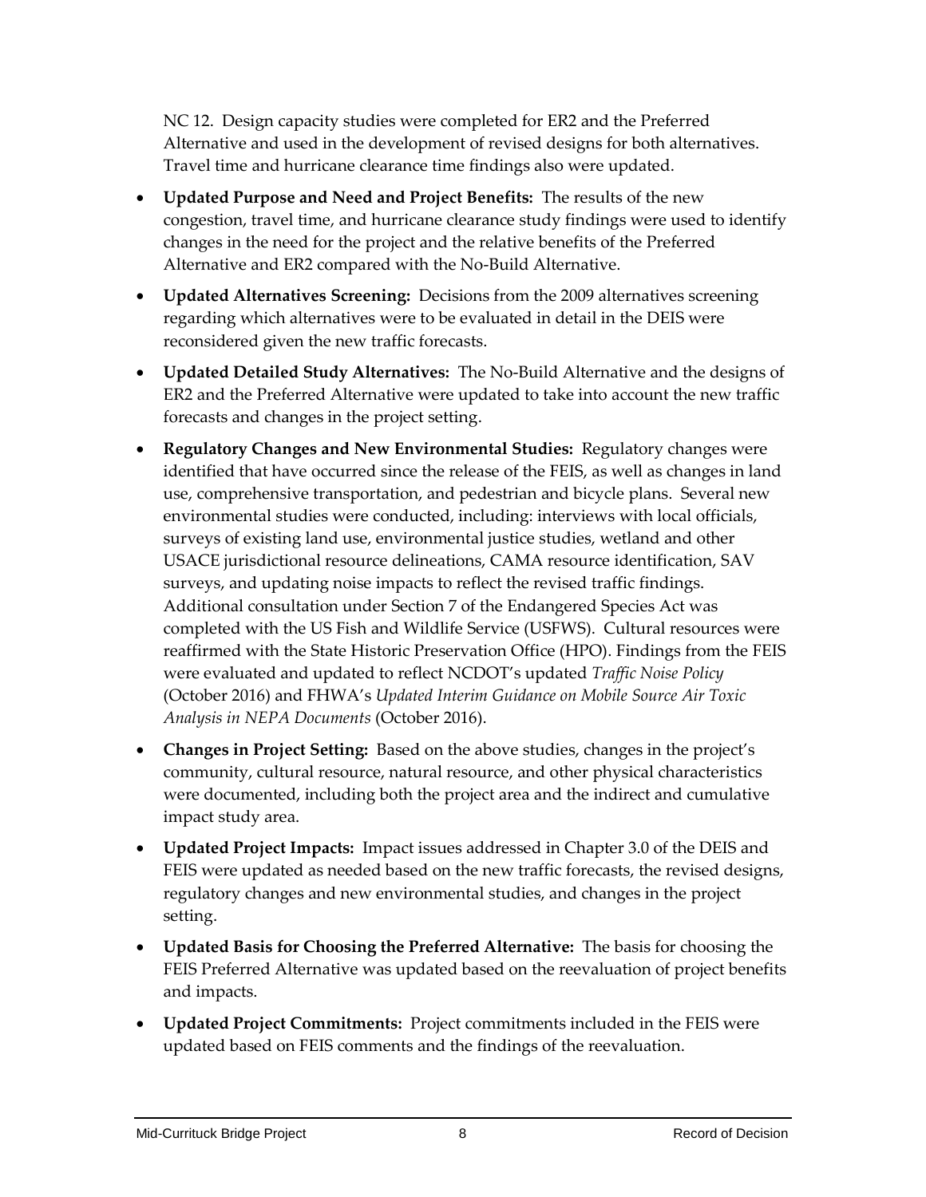NC 12. Design capacity studies were completed for ER2 and the Preferred Alternative and used in the development of revised designs for both alternatives. Travel time and hurricane clearance time findings also were updated.

- **Updated Purpose and Need and Project Benefits:** The results of the new congestion, travel time, and hurricane clearance study findings were used to identify changes in the need for the project and the relative benefits of the Preferred Alternative and ER2 compared with the No-Build Alternative.
- **Updated Alternatives Screening:** Decisions from the 2009 alternatives screening regarding which alternatives were to be evaluated in detail in the DEIS were reconsidered given the new traffic forecasts.
- **Updated Detailed Study Alternatives:** The No-Build Alternative and the designs of ER2 and the Preferred Alternative were updated to take into account the new traffic forecasts and changes in the project setting.
- **Regulatory Changes and New Environmental Studies:** Regulatory changes were identified that have occurred since the release of the FEIS, as well as changes in land use, comprehensive transportation, and pedestrian and bicycle plans. Several new environmental studies were conducted, including: interviews with local officials, surveys of existing land use, environmental justice studies, wetland and other USACE jurisdictional resource delineations, CAMA resource identification, SAV surveys, and updating noise impacts to reflect the revised traffic findings. Additional consultation under Section 7 of the Endangered Species Act was completed with the US Fish and Wildlife Service (USFWS). Cultural resources were reaffirmed with the State Historic Preservation Office (HPO). Findings from the FEIS were evaluated and updated to reflect NCDOT's updated *Traffic Noise Policy* (October 2016) and FHWA's *Updated Interim Guidance on Mobile Source Air Toxic Analysis in NEPA Documents* (October 2016).
- **Changes in Project Setting:** Based on the above studies, changes in the project's community, cultural resource, natural resource, and other physical characteristics were documented, including both the project area and the indirect and cumulative impact study area.
- **Updated Project Impacts:** Impact issues addressed in Chapter 3.0 of the DEIS and FEIS were updated as needed based on the new traffic forecasts, the revised designs, regulatory changes and new environmental studies, and changes in the project setting.
- **Updated Basis for Choosing the Preferred Alternative:** The basis for choosing the FEIS Preferred Alternative was updated based on the reevaluation of project benefits and impacts.
- **Updated Project Commitments:** Project commitments included in the FEIS were updated based on FEIS comments and the findings of the reevaluation.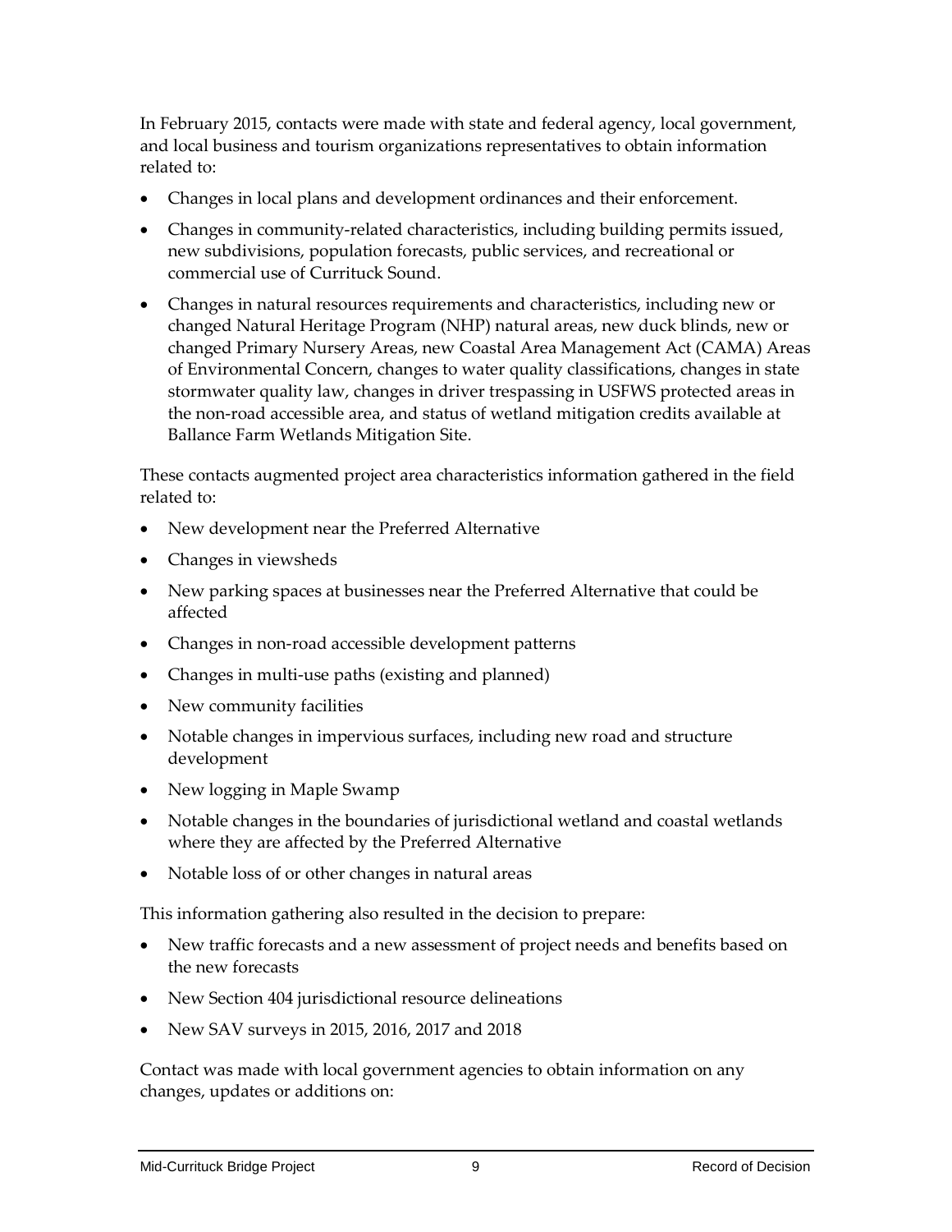In February 2015, contacts were made with state and federal agency, local government, and local business and tourism organizations representatives to obtain information related to:

- Changes in local plans and development ordinances and their enforcement.
- Changes in community-related characteristics, including building permits issued, new subdivisions, population forecasts, public services, and recreational or commercial use of Currituck Sound.
- Changes in natural resources requirements and characteristics, including new or changed Natural Heritage Program (NHP) natural areas, new duck blinds, new or changed Primary Nursery Areas, new Coastal Area Management Act (CAMA) Areas of Environmental Concern, changes to water quality classifications, changes in state stormwater quality law, changes in driver trespassing in USFWS protected areas in the non-road accessible area, and status of wetland mitigation credits available at Ballance Farm Wetlands Mitigation Site.

These contacts augmented project area characteristics information gathered in the field related to:

- New development near the Preferred Alternative
- Changes in viewsheds
- New parking spaces at businesses near the Preferred Alternative that could be affected
- Changes in non-road accessible development patterns
- Changes in multi-use paths (existing and planned)
- New community facilities
- Notable changes in impervious surfaces, including new road and structure development
- New logging in Maple Swamp
- Notable changes in the boundaries of jurisdictional wetland and coastal wetlands where they are affected by the Preferred Alternative
- Notable loss of or other changes in natural areas

This information gathering also resulted in the decision to prepare:

- New traffic forecasts and a new assessment of project needs and benefits based on the new forecasts
- New Section 404 jurisdictional resource delineations
- New SAV surveys in 2015, 2016, 2017 and 2018

Contact was made with local government agencies to obtain information on any changes, updates or additions on: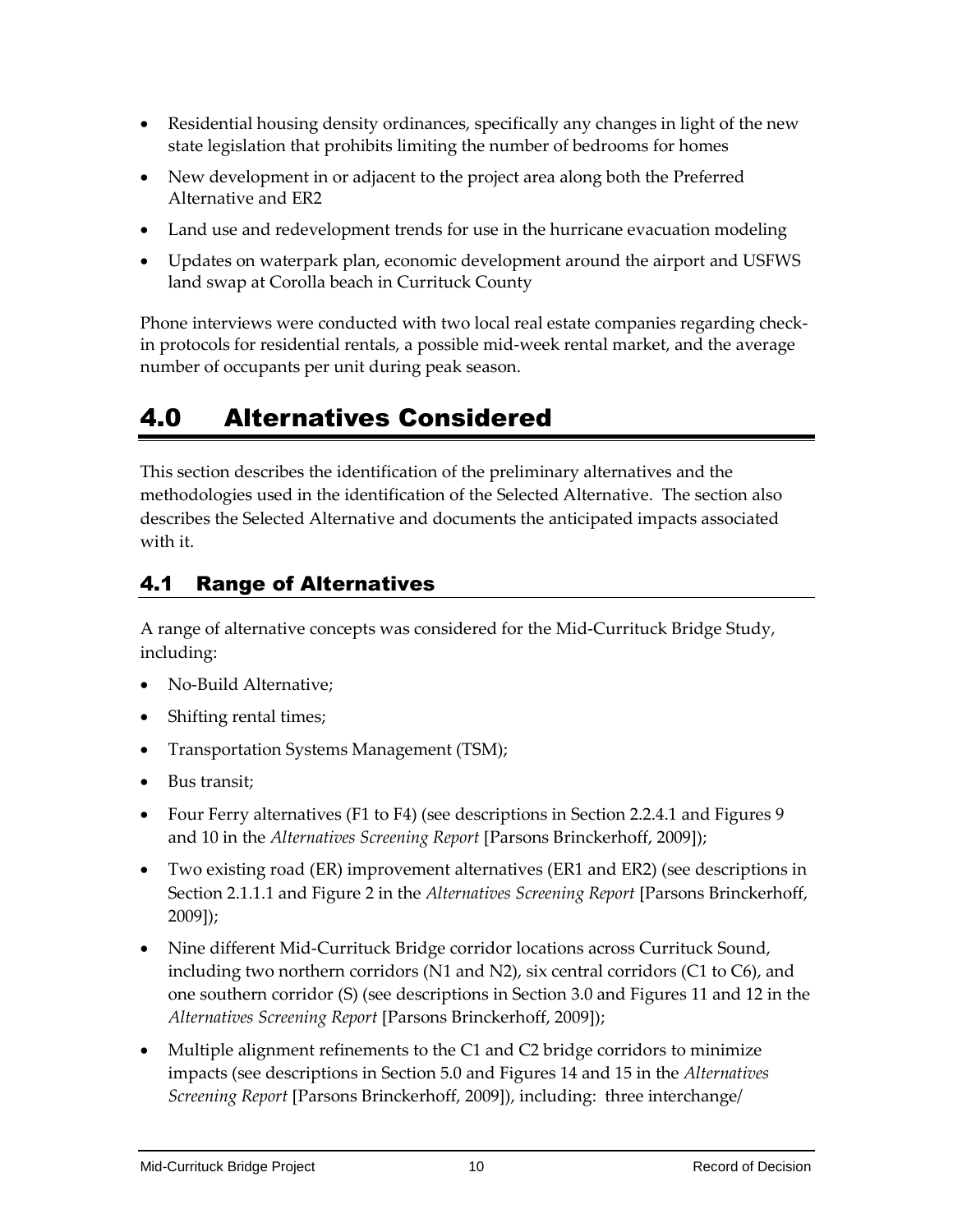- Residential housing density ordinances, specifically any changes in light of the new state legislation that prohibits limiting the number of bedrooms for homes
- New development in or adjacent to the project area along both the Preferred Alternative and ER2
- Land use and redevelopment trends for use in the hurricane evacuation modeling
- Updates on waterpark plan, economic development around the airport and USFWS land swap at Corolla beach in Currituck County

Phone interviews were conducted with two local real estate companies regarding check-in protocols for residential rentals, a possible mid-week rental market, and the average number of occupants per unit during peak season.

# 4.0 Alternatives Considered

This section describes the identification of the preliminary alternatives and the methodologies used in the identification of the Selected Alternative. The section also describes the Selected Alternative and documents the anticipated impacts associated with it.

## 4.1 Range of Alternatives

A range of alternative concepts was considered for the Mid-Currituck Bridge Study, including:

- No-Build Alternative;
- Shifting rental times;
- Transportation Systems Management (TSM);
- Bus transit;
- Four Ferry alternatives (F1 to F4) (see descriptions in Section 2.2.4.1 and Figures 9 and 10 in the *Alternatives Screening Report* [Parsons Brinckerhoff, 2009]);
- Two existing road (ER) improvement alternatives (ER1 and ER2) (see descriptions in Section 2.1.1.1 and Figure 2 in the *Alternatives Screening Report* [Parsons Brinckerhoff, 2009]);
- Nine different Mid-Currituck Bridge corridor locations across Currituck Sound, including two northern corridors (N1 and N2), six central corridors (C1 to C6), and one southern corridor (S) (see descriptions in Section 3.0 and Figures 11 and 12 in the *Alternatives Screening Report* [Parsons Brinckerhoff, 2009]);
- Multiple alignment refinements to the C1 and C2 bridge corridors to minimize impacts (see descriptions in Section 5.0 and Figures 14 and 15 in the *Alternatives Screening Report* [Parsons Brinckerhoff, 2009]), including: three interchange/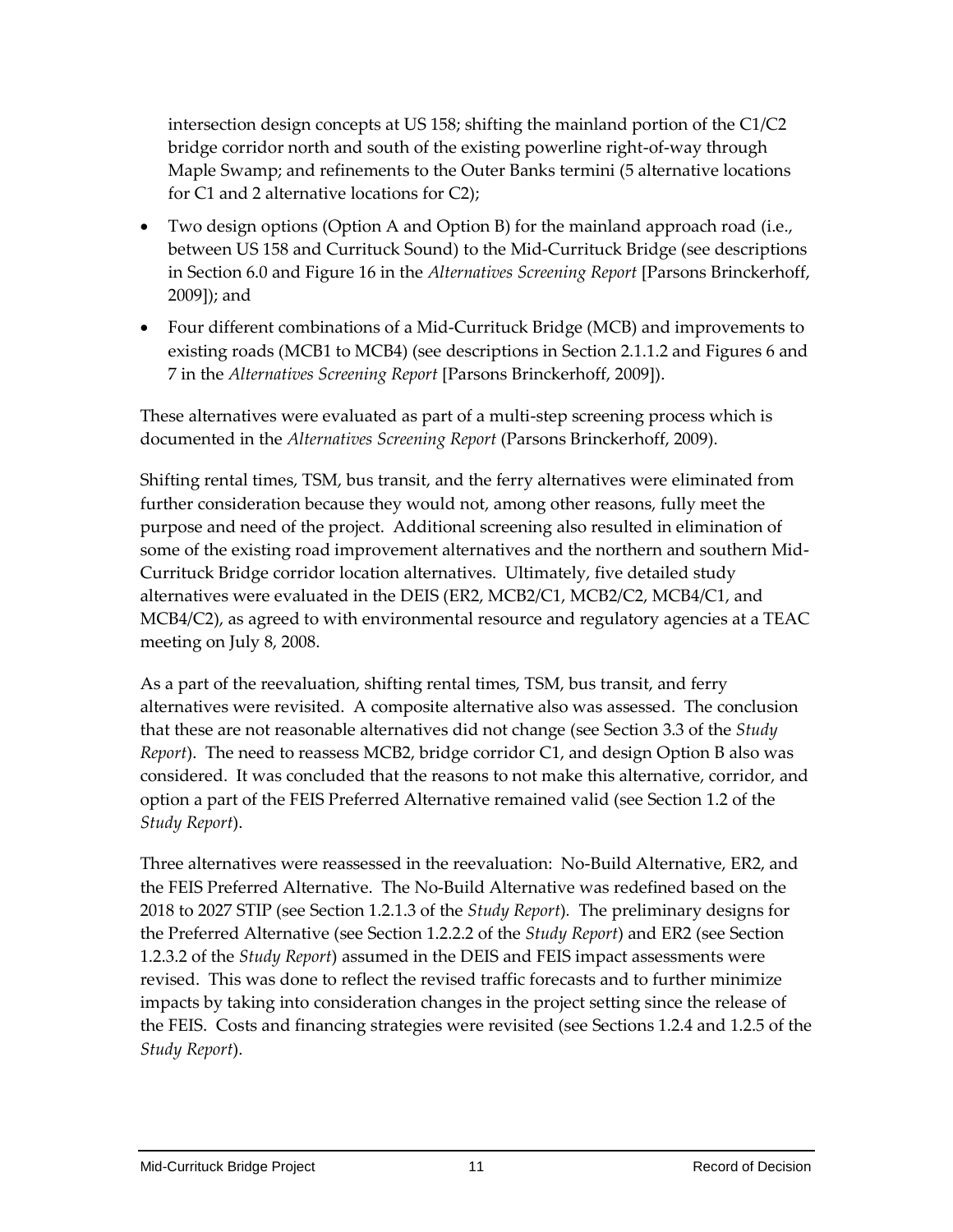intersection design concepts at US 158; shifting the mainland portion of the C1/C2 bridge corridor north and south of the existing powerline right-of-way through Maple Swamp; and refinements to the Outer Banks termini (5 alternative locations for C1 and 2 alternative locations for C2);

- Two design options (Option A and Option B) for the mainland approach road (i.e., between US 158 and Currituck Sound) to the Mid-Currituck Bridge (see descriptions in Section 6.0 and Figure 16 in the *Alternatives Screening Report* [Parsons Brinckerhoff, 2009]); and
- Four different combinations of a Mid-Currituck Bridge (MCB) and improvements to existing roads (MCB1 to MCB4) (see descriptions in Section 2.1.1.2 and Figures 6 and 7 in the *Alternatives Screening Report* [Parsons Brinckerhoff, 2009]).

These alternatives were evaluated as part of a multi-step screening process which is documented in the *Alternatives Screening Report* (Parsons Brinckerhoff, 2009).

Shifting rental times, TSM, bus transit, and the ferry alternatives were eliminated from further consideration because they would not, among other reasons, fully meet the purpose and need of the project. Additional screening also resulted in elimination of some of the existing road improvement alternatives and the northern and southern Mid-Currituck Bridge corridor location alternatives. Ultimately, five detailed study alternatives were evaluated in the DEIS (ER2, MCB2/C1, MCB2/C2, MCB4/C1, and MCB4/C2), as agreed to with environmental resource and regulatory agencies at a TEAC meeting on July 8, 2008.

As a part of the reevaluation, shifting rental times, TSM, bus transit, and ferry alternatives were revisited. A composite alternative also was assessed. The conclusion that these are not reasonable alternatives did not change (see Section 3.3 of the *Study Report*). The need to reassess MCB2, bridge corridor C1, and design Option B also was considered. It was concluded that the reasons to not make this alternative, corridor, and option a part of the FEIS Preferred Alternative remained valid (see Section 1.2 of the *Study Report*).

Three alternatives were reassessed in the reevaluation: No-Build Alternative, ER2, and the FEIS Preferred Alternative. The No-Build Alternative was redefined based on the 2018 to 2027 STIP (see Section 1.2.1.3 of the *Study Report*). The preliminary designs for the Preferred Alternative (see Section 1.2.2.2 of the *Study Report*) and ER2 (see Section 1.2.3.2 of the *Study Report*) assumed in the DEIS and FEIS impact assessments were revised. This was done to reflect the revised traffic forecasts and to further minimize impacts by taking into consideration changes in the project setting since the release of the FEIS. Costs and financing strategies were revisited (see Sections 1.2.4 and 1.2.5 of the *Study Report*).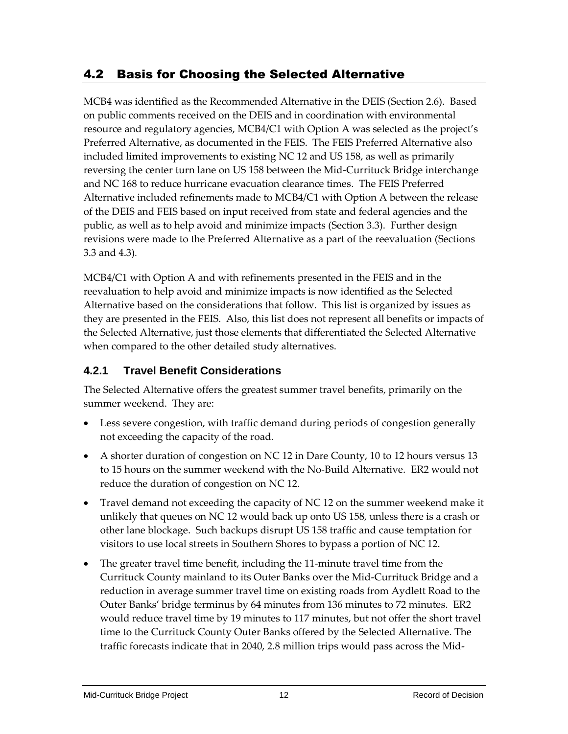## 4.2 Basis for Choosing the Selected Alternative

MCB4 was identified as the Recommended Alternative in the DEIS (Section 2.6). Based on public comments received on the DEIS and in coordination with environmental resource and regulatory agencies, MCB4/C1 with Option A was selected as the project's Preferred Alternative, as documented in the FEIS. The FEIS Preferred Alternative also included limited improvements to existing NC 12 and US 158, as well as primarily reversing the center turn lane on US 158 between the Mid-Currituck Bridge interchange and NC 168 to reduce hurricane evacuation clearance times. The FEIS Preferred Alternative included refinements made to MCB4/C1 with Option A between the release of the DEIS and FEIS based on input received from state and federal agencies and the public, as well as to help avoid and minimize impacts (Section 3.3). Further design revisions were made to the Preferred Alternative as a part of the reevaluation (Sections 3.3 and 4.3).

MCB4/C1 with Option A and with refinements presented in the FEIS and in the reevaluation to help avoid and minimize impacts is now identified as the Selected Alternative based on the considerations that follow. This list is organized by issues as they are presented in the FEIS. Also, this list does not represent all benefits or impacts of the Selected Alternative, just those elements that differentiated the Selected Alternative when compared to the other detailed study alternatives.

### 4.2.1 Travel Benefit Considerations

The Selected Alternative offers the greatest summer travel benefits, primarily on the summer weekend. They are:

- Less severe congestion, with traffic demand during periods of congestion generally not exceeding the capacity of the road.
- A shorter duration of congestion on NC 12 in Dare County, 10 to 12 hours versus 13 to 15 hours on the summer weekend with the No-Build Alternative. ER2 would not reduce the duration of congestion on NC 12.
- Travel demand not exceeding the capacity of NC 12 on the summer weekend make it unlikely that queues on NC 12 would back up onto US 158, unless there is a crash or other lane blockage. Such backups disrupt US 158 traffic and cause temptation for visitors to use local streets in Southern Shores to bypass a portion of NC 12.
- The greater travel time benefit, including the 11-minute travel time from the Currituck County mainland to its Outer Banks over the Mid-Currituck Bridge and a reduction in average summer travel time on existing roads from Aydlett Road to the Outer Banks' bridge terminus by 64 minutes from 136 minutes to 72 minutes. ER2 would reduce travel time by 19 minutes to 117 minutes, but not offer the short travel time to the Currituck County Outer Banks offered by the Selected Alternative. The traffic forecasts indicate that in 2040, 2.8 million trips would pass across the Mid-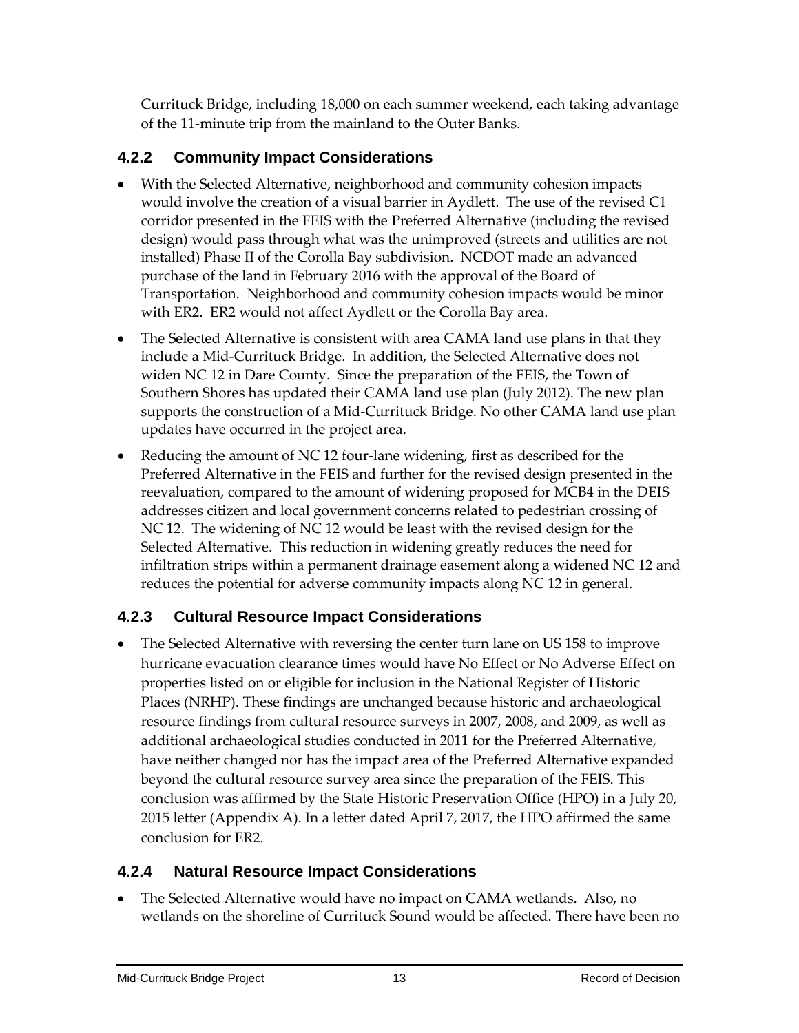Currituck Bridge, including 18,000 on each summer weekend, each taking advantage of the 11-minute trip from the mainland to the Outer Banks.

### 4.2.2 Community Impact Considerations

- With the Selected Alternative, neighborhood and community cohesion impacts would involve the creation of a visual barrier in Aydlett. The use of the revised C1 corridor presented in the FEIS with the Preferred Alternative (including the revised design) would pass through what was the unimproved (streets and utilities are not installed) Phase II of the Corolla Bay subdivision. NCDOT made an advanced purchase of the land in February 2016 with the approval of the Board of Transportation. Neighborhood and community cohesion impacts would be minor with ER2. ER2 would not affect Aydlett or the Corolla Bay area.
- The Selected Alternative is consistent with area CAMA land use plans in that they include a Mid-Currituck Bridge. In addition, the Selected Alternative does not widen NC 12 in Dare County. Since the preparation of the FEIS, the Town of Southern Shores has updated their CAMA land use plan (July 2012). The new plan supports the construction of a Mid-Currituck Bridge. No other CAMA land use plan updates have occurred in the project area.
- Reducing the amount of NC 12 four-lane widening, first as described for the Preferred Alternative in the FEIS and further for the revised design presented in the reevaluation, compared to the amount of widening proposed for MCB4 in the DEIS addresses citizen and local government concerns related to pedestrian crossing of NC 12. The widening of NC 12 would be least with the revised design for the Selected Alternative. This reduction in widening greatly reduces the need for infiltration strips within a permanent drainage easement along a widened NC 12 and reduces the potential for adverse community impacts along NC 12 in general.

### 4.2.3 Cultural Resource Impact Considerations

- The Selected Alternative with reversing the center turn lane on US 158 to improve hurricane evacuation clearance times would have No Effect or No Adverse Effect on properties listed on or eligible for inclusion in the National Register of Historic Places (NRHP). These findings are unchanged because historic and archaeological resource findings from cultural resource surveys in 2007, 2008, and 2009, as well as additional archaeological studies conducted in 2011 for the Preferred Alternative, have neither changed nor has the impact area of the Preferred Alternative expanded beyond the cultural resource survey area since the preparation of the FEIS. This conclusion was affirmed by the State Historic Preservation Office (HPO) in a July 20, 2015 letter (Appendix A). In a letter dated April 7, 2017, the HPO affirmed the same conclusion for ER2.

### 4.2.4 Natural Resource Impact Considerations

- The Selected Alternative would have no impact on CAMA wetlands. Also, no wetlands on the shoreline of Currituck Sound would be affected. There have been no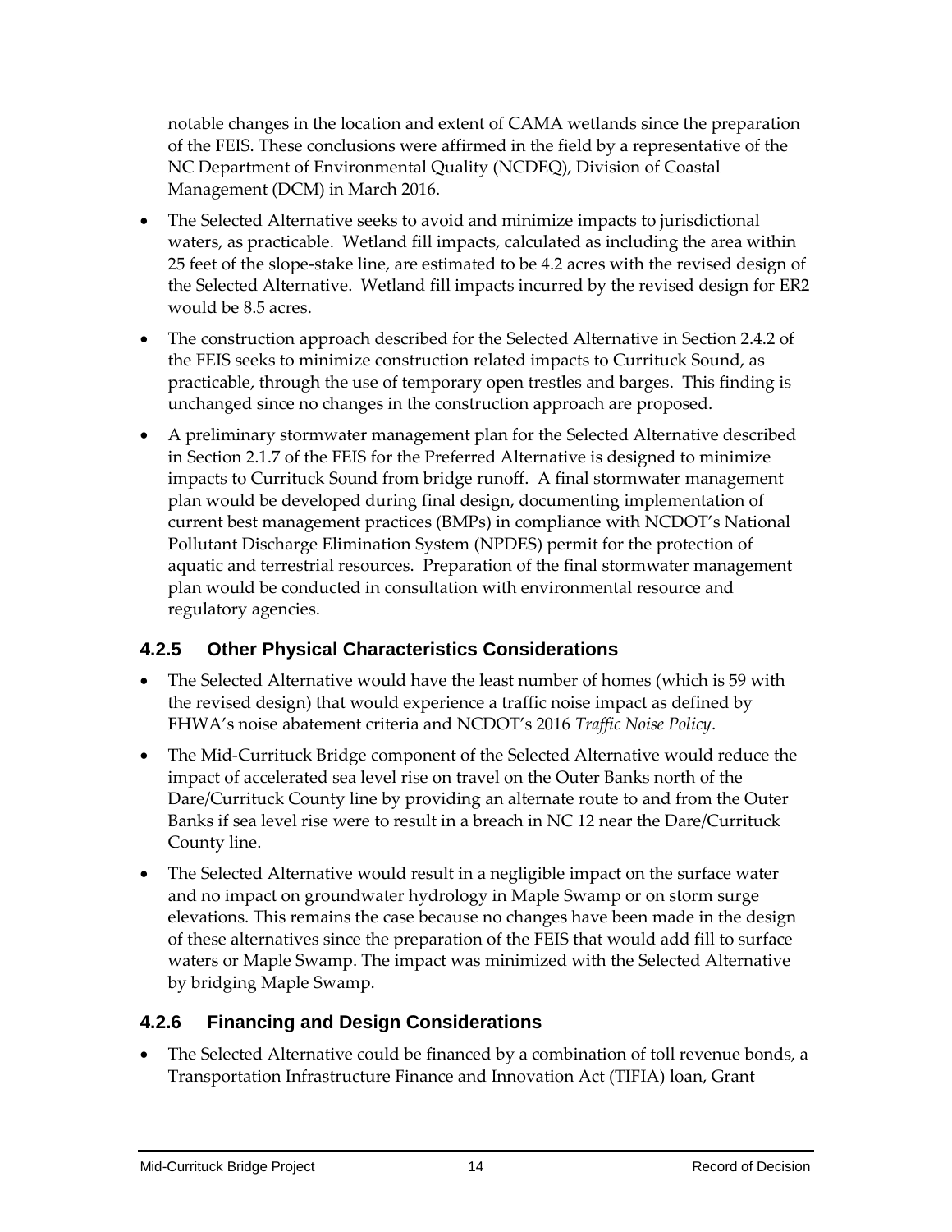notable changes in the location and extent of CAMA wetlands since the preparation of the FEIS. These conclusions were affirmed in the field by a representative of the NC Department of Environmental Quality (NCDEQ), Division of Coastal Management (DCM) in March 2016.

- The Selected Alternative seeks to avoid and minimize impacts to jurisdictional waters, as practicable. Wetland fill impacts, calculated as including the area within 25 feet of the slope-stake line, are estimated to be 4.2 acres with the revised design of the Selected Alternative. Wetland fill impacts incurred by the revised design for ER2 would be 8.5 acres.
- The construction approach described for the Selected Alternative in Section 2.4.2 of the FEIS seeks to minimize construction related impacts to Currituck Sound, as practicable, through the use of temporary open trestles and barges. This finding is unchanged since no changes in the construction approach are proposed.
- A preliminary stormwater management plan for the Selected Alternative described in Section 2.1.7 of the FEIS for the Preferred Alternative is designed to minimize impacts to Currituck Sound from bridge runoff. A final stormwater management plan would be developed during final design, documenting implementation of current best management practices (BMPs) in compliance with NCDOT's National Pollutant Discharge Elimination System (NPDES) permit for the protection of aquatic and terrestrial resources. Preparation of the final stormwater management plan would be conducted in consultation with environmental resource and regulatory agencies.

### 4.2.5 Other Physical Characteristics Considerations

- The Selected Alternative would have the least number of homes (which is 59 with the revised design) that would experience a traffic noise impact as defined by FHWA's noise abatement criteria and NCDOT's 2016 *Traffic Noise Policy*.
- The Mid-Currituck Bridge component of the Selected Alternative would reduce the impact of accelerated sea level rise on travel on the Outer Banks north of the Dare/Currituck County line by providing an alternate route to and from the Outer Banks if sea level rise were to result in a breach in NC 12 near the Dare/Currituck County line.
- The Selected Alternative would result in a negligible impact on the surface water and no impact on groundwater hydrology in Maple Swamp or on storm surge elevations. This remains the case because no changes have been made in the design of these alternatives since the preparation of the FEIS that would add fill to surface waters or Maple Swamp. The impact was minimized with the Selected Alternative by bridging Maple Swamp.

### 4.2.6 Financing and Design Considerations

- The Selected Alternative could be financed by a combination of toll revenue bonds, a Transportation Infrastructure Finance and Innovation Act (TIFIA) loan, Grant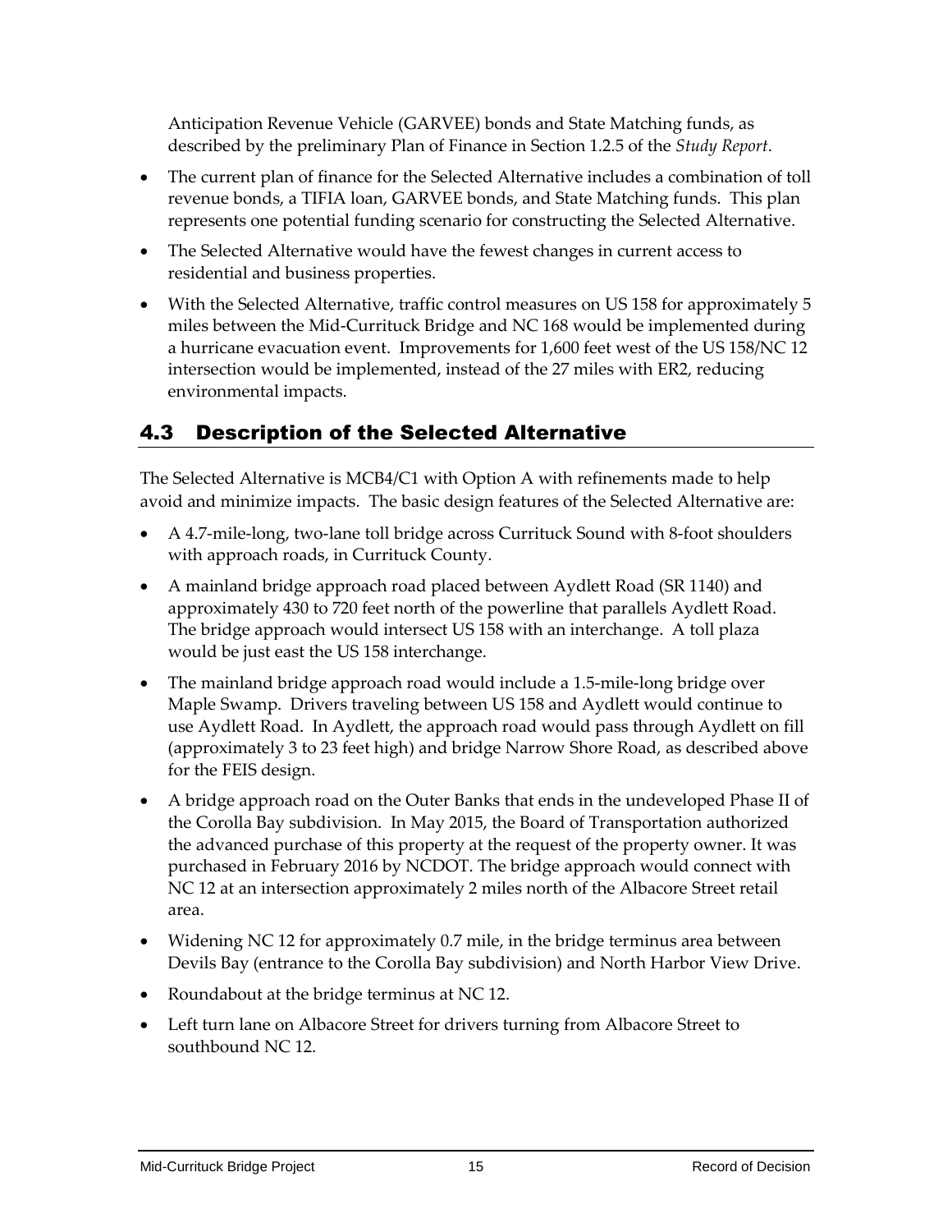Anticipation Revenue Vehicle (GARVEE) bonds and State Matching funds, as described by the preliminary Plan of Finance in Section 1.2.5 of the *Study Report*.

- The current plan of finance for the Selected Alternative includes a combination of toll revenue bonds, a TIFIA loan, GARVEE bonds, and State Matching funds. This plan represents one potential funding scenario for constructing the Selected Alternative.
- The Selected Alternative would have the fewest changes in current access to residential and business properties.
- With the Selected Alternative, traffic control measures on US 158 for approximately 5 miles between the Mid-Currituck Bridge and NC 168 would be implemented during a hurricane evacuation event. Improvements for 1,600 feet west of the US 158/NC 12 intersection would be implemented, instead of the 27 miles with ER2, reducing environmental impacts.

## 4.3 Description of the Selected Alternative

The Selected Alternative is MCB4/C1 with Option A with refinements made to help avoid and minimize impacts. The basic design features of the Selected Alternative are:

- A 4.7-mile-long, two-lane toll bridge across Currituck Sound with 8-foot shoulders with approach roads, in Currituck County.
- A mainland bridge approach road placed between Aydlett Road (SR 1140) and approximately 430 to 720 feet north of the powerline that parallels Aydlett Road. The bridge approach would intersect US 158 with an interchange. A toll plaza would be just east the US 158 interchange.
- The mainland bridge approach road would include a 1.5-mile-long bridge over Maple Swamp. Drivers traveling between US 158 and Aydlett would continue to use Aydlett Road. In Aydlett, the approach road would pass through Aydlett on fill (approximately 3 to 23 feet high) and bridge Narrow Shore Road, as described above for the FEIS design.
- A bridge approach road on the Outer Banks that ends in the undeveloped Phase II of the Corolla Bay subdivision. In May 2015, the Board of Transportation authorized the advanced purchase of this property at the request of the property owner. It was purchased in February 2016 by NCDOT. The bridge approach would connect with NC 12 at an intersection approximately 2 miles north of the Albacore Street retail area.
- Widening NC 12 for approximately 0.7 mile, in the bridge terminus area between Devils Bay (entrance to the Corolla Bay subdivision) and North Harbor View Drive.
- Roundabout at the bridge terminus at NC 12.
- Left turn lane on Albacore Street for drivers turning from Albacore Street to southbound NC 12.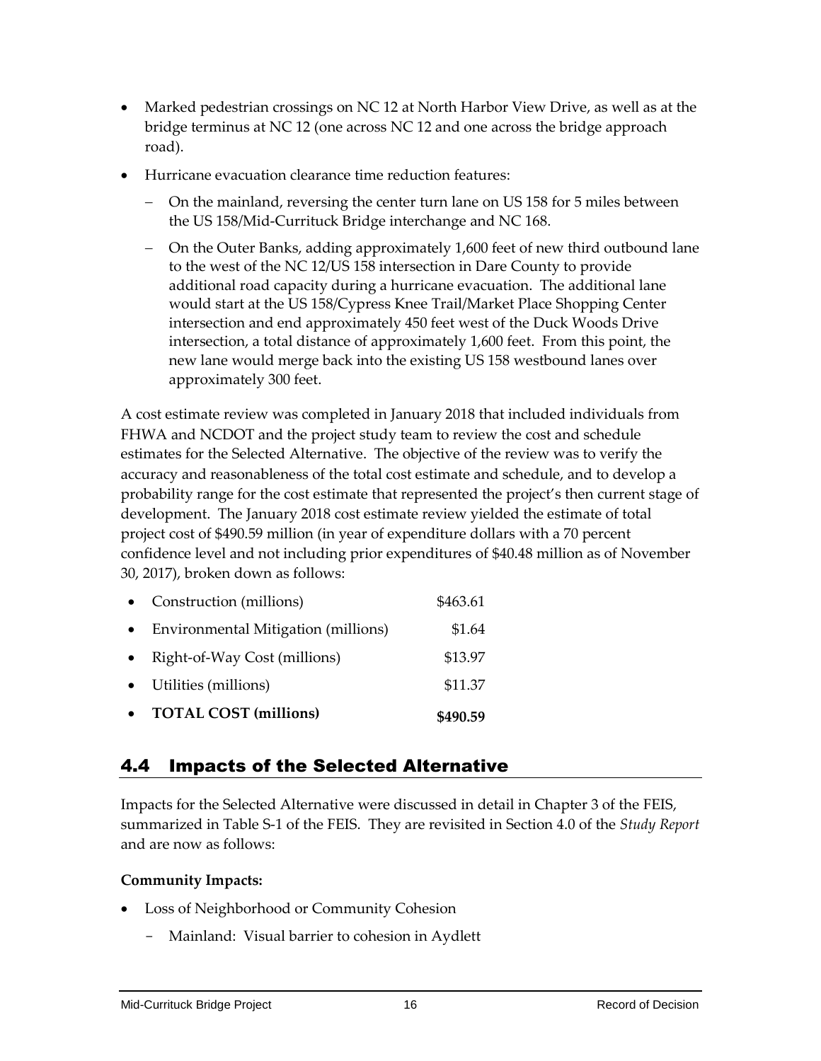- Marked pedestrian crossings on NC 12 at North Harbor View Drive, as well as at the bridge terminus at NC 12 (one across NC 12 and one across the bridge approach road).
- Hurricane evacuation clearance time reduction features:
  - On the mainland, reversing the center turn lane on US 158 for 5 miles between the US 158/Mid-Currituck Bridge interchange and NC 168.
  - On the Outer Banks, adding approximately 1,600 feet of new third outbound lane to the west of the NC 12/US 158 intersection in Dare County to provide additional road capacity during a hurricane evacuation. The additional lane would start at the US 158/Cypress Knee Trail/Market Place Shopping Center intersection and end approximately 450 feet west of the Duck Woods Drive intersection, a total distance of approximately 1,600 feet. From this point, the new lane would merge back into the existing US 158 westbound lanes over approximately 300 feet.

A cost estimate review was completed in January 2018 that included individuals from FHWA and NCDOT and the project study team to review the cost and schedule estimates for the Selected Alternative. The objective of the review was to verify the accuracy and reasonableness of the total cost estimate and schedule, and to develop a probability range for the cost estimate that represented the project's then current stage of development. The January 2018 cost estimate review yielded the estimate of total project cost of $490.59 million (in year of expenditure dollars with a 70 percent confidence level and not including prior expenditures of $40.48 million as of November 30, 2017), broken down as follows:

| | |
|---|---|
| • Construction (millions) | $463.61 |
| • Environmental Mitigation (millions) | $1.64 |
| • Right-of-Way Cost (millions) | $13.97 |
| • Utilities (millions) | $11.37 |
| • **TOTAL COST (millions)** | **$490.59** |

## 4.4 Impacts of the Selected Alternative

Impacts for the Selected Alternative were discussed in detail in Chapter 3 of the FEIS, summarized in Table S-1 of the FEIS. They are revisited in Section 4.0 of the *Study Report* and are now as follows:

**Community Impacts:**

- Loss of Neighborhood or Community Cohesion
  - Mainland: Visual barrier to cohesion in Aydlett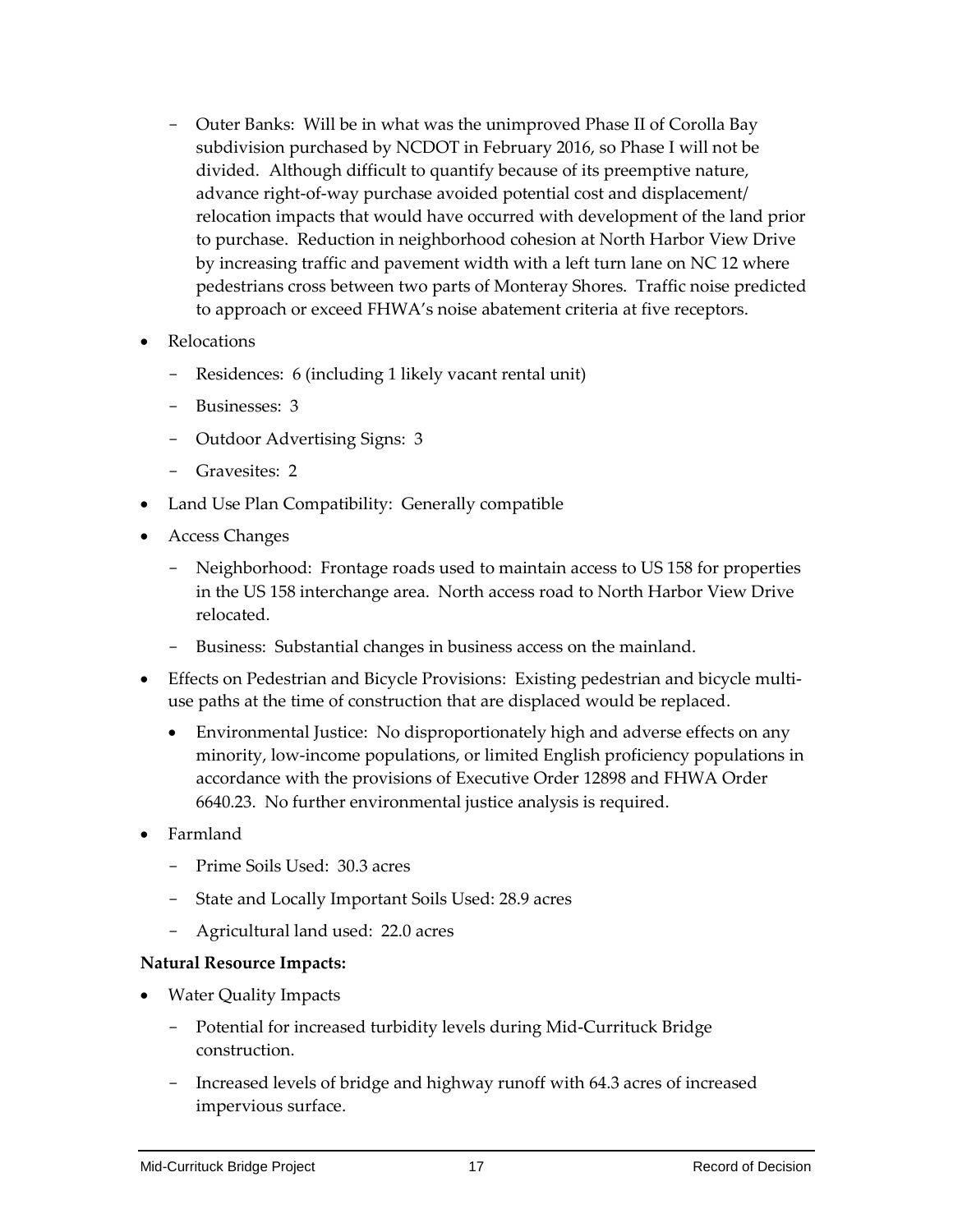- Outer Banks: Will be in what was the unimproved Phase II of Corolla Bay subdivision purchased by NCDOT in February 2016, so Phase I will not be divided. Although difficult to quantify because of its preemptive nature, advance right-of-way purchase avoided potential cost and displacement/ relocation impacts that would have occurred with development of the land prior to purchase. Reduction in neighborhood cohesion at North Harbor View Drive by increasing traffic and pavement width with a left turn lane on NC 12 where pedestrians cross between two parts of Monteray Shores. Traffic noise predicted to approach or exceed FHWA's noise abatement criteria at five receptors.

- Relocations
  - Residences: 6 (including 1 likely vacant rental unit)
  - Businesses: 3
  - Outdoor Advertising Signs: 3
  - Gravesites: 2
- Land Use Plan Compatibility: Generally compatible
- Access Changes
  - Neighborhood: Frontage roads used to maintain access to US 158 for properties in the US 158 interchange area. North access road to North Harbor View Drive relocated.
  - Business: Substantial changes in business access on the mainland.
- Effects on Pedestrian and Bicycle Provisions: Existing pedestrian and bicycle multi-use paths at the time of construction that are displaced would be replaced.
  - Environmental Justice: No disproportionately high and adverse effects on any minority, low-income populations, or limited English proficiency populations in accordance with the provisions of Executive Order 12898 and FHWA Order 6640.23. No further environmental justice analysis is required.
- Farmland
  - Prime Soils Used: 30.3 acres
  - State and Locally Important Soils Used: 28.9 acres
  - Agricultural land used: 22.0 acres

**Natural Resource Impacts:**

- Water Quality Impacts
  - Potential for increased turbidity levels during Mid-Currituck Bridge construction.
  - Increased levels of bridge and highway runoff with 64.3 acres of increased impervious surface.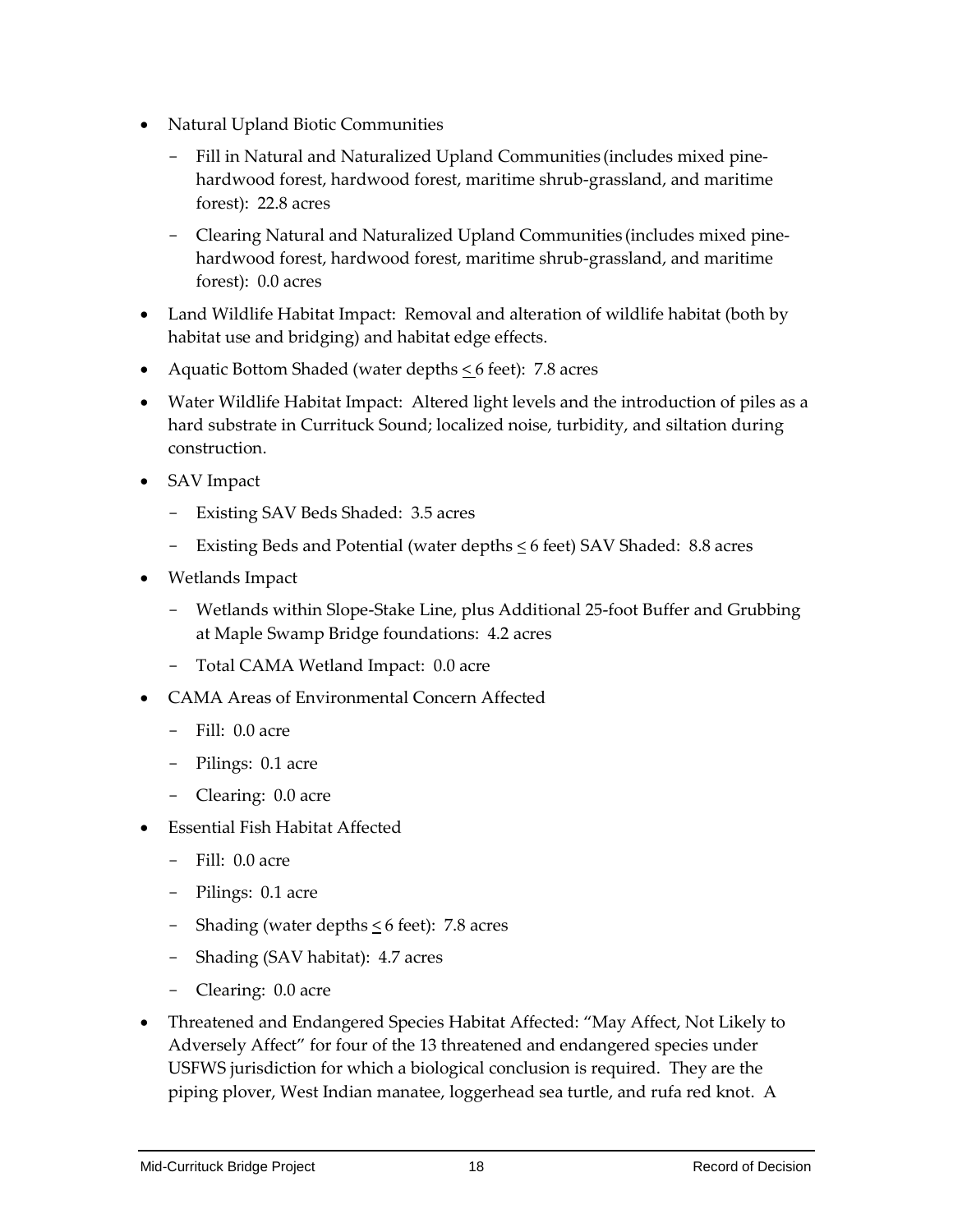- Natural Upland Biotic Communities
  - Fill in Natural and Naturalized Upland Communities (includes mixed pine-hardwood forest, hardwood forest, maritime shrub-grassland, and maritime forest): 22.8 acres
  - Clearing Natural and Naturalized Upland Communities (includes mixed pine-hardwood forest, hardwood forest, maritime shrub-grassland, and maritime forest): 0.0 acres
- Land Wildlife Habitat Impact: Removal and alteration of wildlife habitat (both by habitat use and bridging) and habitat edge effects.
- Aquatic Bottom Shaded (water depths ≤ 6 feet): 7.8 acres
- Water Wildlife Habitat Impact: Altered light levels and the introduction of piles as a hard substrate in Currituck Sound; localized noise, turbidity, and siltation during construction.
- SAV Impact
  - Existing SAV Beds Shaded: 3.5 acres
  - Existing Beds and Potential (water depths ≤ 6 feet) SAV Shaded: 8.8 acres
- Wetlands Impact
  - Wetlands within Slope-Stake Line, plus Additional 25-foot Buffer and Grubbing at Maple Swamp Bridge foundations: 4.2 acres
  - Total CAMA Wetland Impact: 0.0 acre
- CAMA Areas of Environmental Concern Affected
  - Fill: 0.0 acre
  - Pilings: 0.1 acre
  - Clearing: 0.0 acre
- Essential Fish Habitat Affected
  - Fill: 0.0 acre
  - Pilings: 0.1 acre
  - Shading (water depths ≤ 6 feet): 7.8 acres
  - Shading (SAV habitat): 4.7 acres
  - Clearing: 0.0 acre
- Threatened and Endangered Species Habitat Affected: "May Affect, Not Likely to Adversely Affect" for four of the 13 threatened and endangered species under USFWS jurisdiction for which a biological conclusion is required. They are the piping plover, West Indian manatee, loggerhead sea turtle, and rufa red knot. A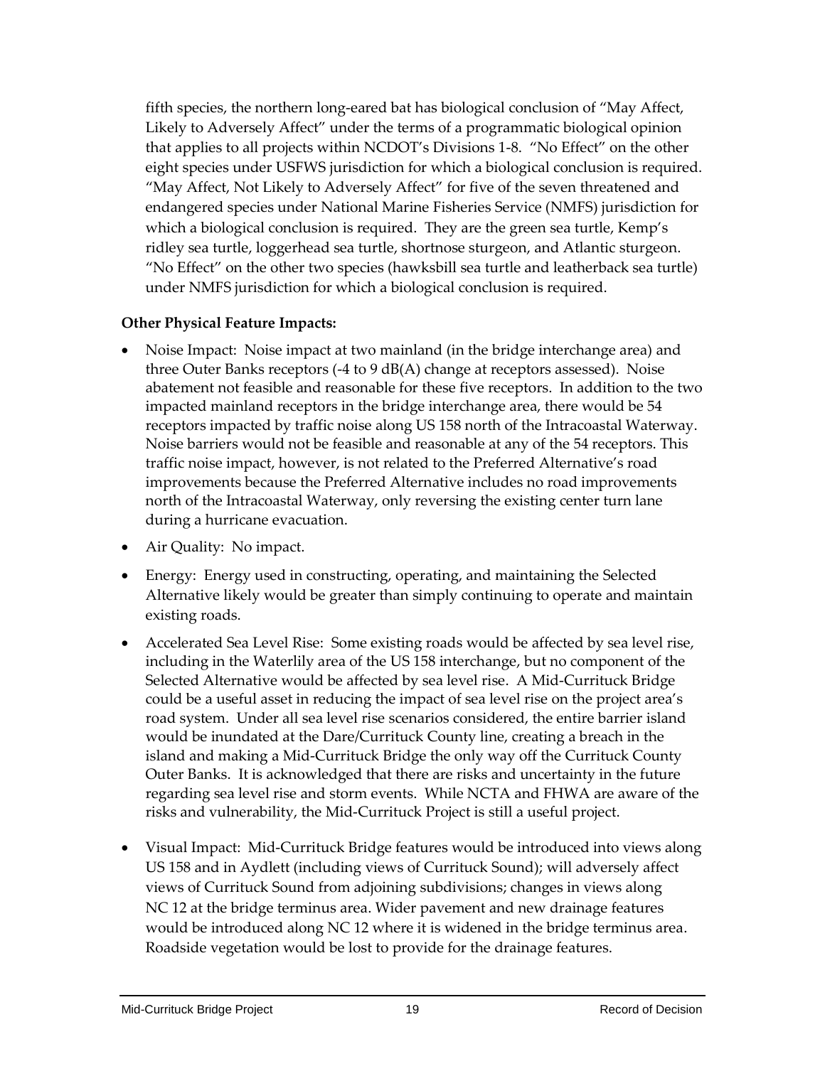fifth species, the northern long-eared bat has biological conclusion of "May Affect, Likely to Adversely Affect" under the terms of a programmatic biological opinion that applies to all projects within NCDOT's Divisions 1-8. "No Effect" on the other eight species under USFWS jurisdiction for which a biological conclusion is required. "May Affect, Not Likely to Adversely Affect" for five of the seven threatened and endangered species under National Marine Fisheries Service (NMFS) jurisdiction for which a biological conclusion is required. They are the green sea turtle, Kemp's ridley sea turtle, loggerhead sea turtle, shortnose sturgeon, and Atlantic sturgeon. "No Effect" on the other two species (hawksbill sea turtle and leatherback sea turtle) under NMFS jurisdiction for which a biological conclusion is required.

**Other Physical Feature Impacts:**

- Noise Impact: Noise impact at two mainland (in the bridge interchange area) and three Outer Banks receptors (-4 to 9 dB(A) change at receptors assessed). Noise abatement not feasible and reasonable for these five receptors. In addition to the two impacted mainland receptors in the bridge interchange area, there would be 54 receptors impacted by traffic noise along US 158 north of the Intracoastal Waterway. Noise barriers would not be feasible and reasonable at any of the 54 receptors. This traffic noise impact, however, is not related to the Preferred Alternative's road improvements because the Preferred Alternative includes no road improvements north of the Intracoastal Waterway, only reversing the existing center turn lane during a hurricane evacuation.
- Air Quality: No impact.
- Energy: Energy used in constructing, operating, and maintaining the Selected Alternative likely would be greater than simply continuing to operate and maintain existing roads.
- Accelerated Sea Level Rise: Some existing roads would be affected by sea level rise, including in the Waterlily area of the US 158 interchange, but no component of the Selected Alternative would be affected by sea level rise. A Mid-Currituck Bridge could be a useful asset in reducing the impact of sea level rise on the project area's road system. Under all sea level rise scenarios considered, the entire barrier island would be inundated at the Dare/Currituck County line, creating a breach in the island and making a Mid-Currituck Bridge the only way off the Currituck County Outer Banks. It is acknowledged that there are risks and uncertainty in the future regarding sea level rise and storm events. While NCTA and FHWA are aware of the risks and vulnerability, the Mid-Currituck Project is still a useful project.
- Visual Impact: Mid-Currituck Bridge features would be introduced into views along US 158 and in Aydlett (including views of Currituck Sound); will adversely affect views of Currituck Sound from adjoining subdivisions; changes in views along NC 12 at the bridge terminus area. Wider pavement and new drainage features would be introduced along NC 12 where it is widened in the bridge terminus area. Roadside vegetation would be lost to provide for the drainage features.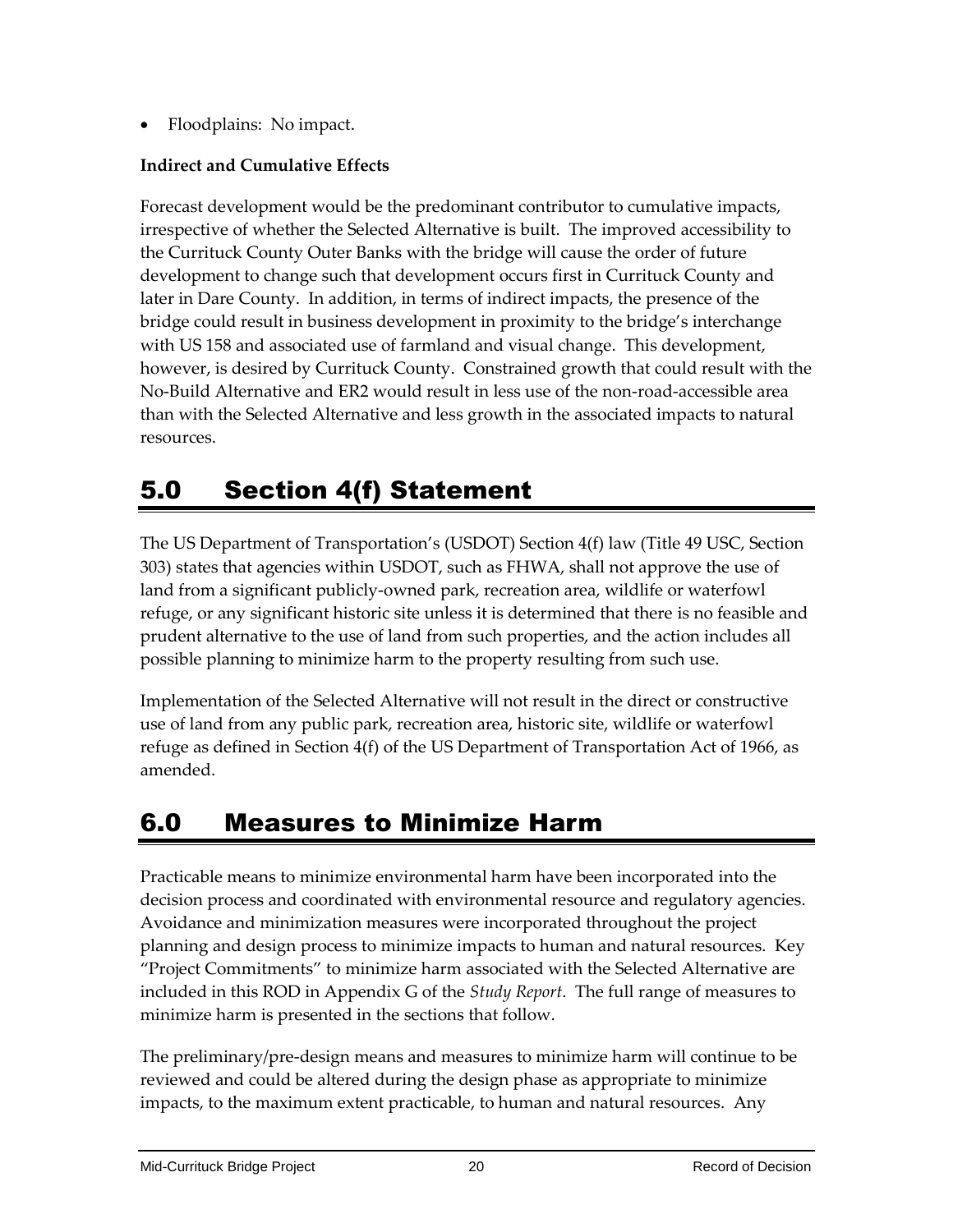- Floodplains: No impact.

**Indirect and Cumulative Effects**

Forecast development would be the predominant contributor to cumulative impacts, irrespective of whether the Selected Alternative is built. The improved accessibility to the Currituck County Outer Banks with the bridge will cause the order of future development to change such that development occurs first in Currituck County and later in Dare County. In addition, in terms of indirect impacts, the presence of the bridge could result in business development in proximity to the bridge's interchange with US 158 and associated use of farmland and visual change. This development, however, is desired by Currituck County. Constrained growth that could result with the No-Build Alternative and ER2 would result in less use of the non-road-accessible area than with the Selected Alternative and less growth in the associated impacts to natural resources.

# 5.0 Section 4(f) Statement

The US Department of Transportation's (USDOT) Section 4(f) law (Title 49 USC, Section 303) states that agencies within USDOT, such as FHWA, shall not approve the use of land from a significant publicly-owned park, recreation area, wildlife or waterfowl refuge, or any significant historic site unless it is determined that there is no feasible and prudent alternative to the use of land from such properties, and the action includes all possible planning to minimize harm to the property resulting from such use.

Implementation of the Selected Alternative will not result in the direct or constructive use of land from any public park, recreation area, historic site, wildlife or waterfowl refuge as defined in Section 4(f) of the US Department of Transportation Act of 1966, as amended.

# 6.0 Measures to Minimize Harm

Practicable means to minimize environmental harm have been incorporated into the decision process and coordinated with environmental resource and regulatory agencies. Avoidance and minimization measures were incorporated throughout the project planning and design process to minimize impacts to human and natural resources. Key "Project Commitments" to minimize harm associated with the Selected Alternative are included in this ROD in Appendix G of the *Study Report*. The full range of measures to minimize harm is presented in the sections that follow.

The preliminary/pre-design means and measures to minimize harm will continue to be reviewed and could be altered during the design phase as appropriate to minimize impacts, to the maximum extent practicable, to human and natural resources. Any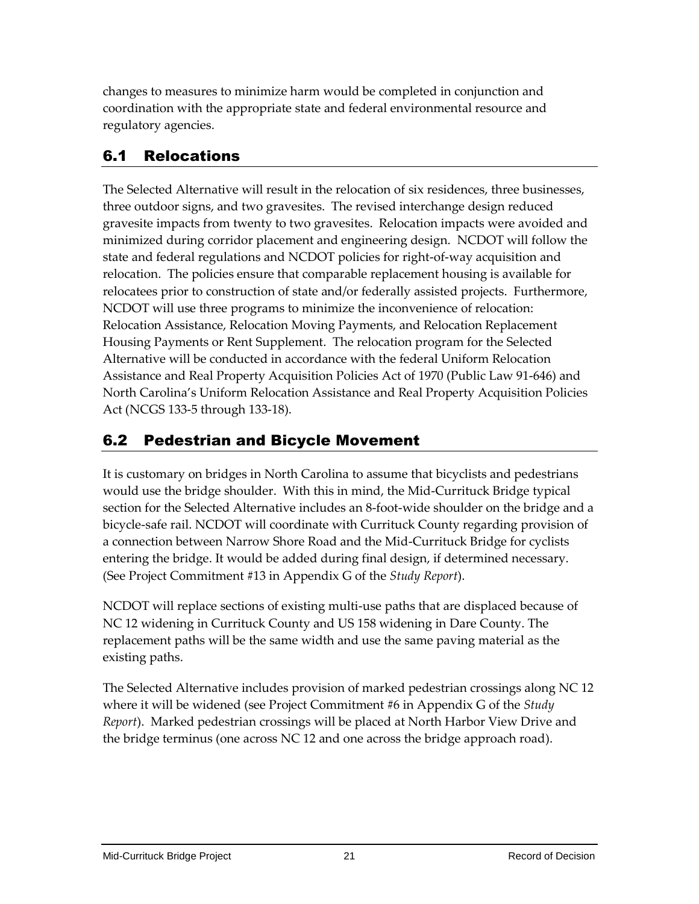changes to measures to minimize harm would be completed in conjunction and coordination with the appropriate state and federal environmental resource and regulatory agencies.

## 6.1 Relocations

The Selected Alternative will result in the relocation of six residences, three businesses, three outdoor signs, and two gravesites. The revised interchange design reduced gravesite impacts from twenty to two gravesites. Relocation impacts were avoided and minimized during corridor placement and engineering design. NCDOT will follow the state and federal regulations and NCDOT policies for right-of-way acquisition and relocation. The policies ensure that comparable replacement housing is available for relocatees prior to construction of state and/or federally assisted projects. Furthermore, NCDOT will use three programs to minimize the inconvenience of relocation: Relocation Assistance, Relocation Moving Payments, and Relocation Replacement Housing Payments or Rent Supplement. The relocation program for the Selected Alternative will be conducted in accordance with the federal Uniform Relocation Assistance and Real Property Acquisition Policies Act of 1970 (Public Law 91-646) and North Carolina's Uniform Relocation Assistance and Real Property Acquisition Policies Act (NCGS 133-5 through 133-18).

## 6.2 Pedestrian and Bicycle Movement

It is customary on bridges in North Carolina to assume that bicyclists and pedestrians would use the bridge shoulder. With this in mind, the Mid-Currituck Bridge typical section for the Selected Alternative includes an 8-foot-wide shoulder on the bridge and a bicycle-safe rail. NCDOT will coordinate with Currituck County regarding provision of a connection between Narrow Shore Road and the Mid-Currituck Bridge for cyclists entering the bridge. It would be added during final design, if determined necessary. (See Project Commitment #13 in Appendix G of the *Study Report*).

NCDOT will replace sections of existing multi-use paths that are displaced because of NC 12 widening in Currituck County and US 158 widening in Dare County. The replacement paths will be the same width and use the same paving material as the existing paths.

The Selected Alternative includes provision of marked pedestrian crossings along NC 12 where it will be widened (see Project Commitment #6 in Appendix G of the *Study Report*). Marked pedestrian crossings will be placed at North Harbor View Drive and the bridge terminus (one across NC 12 and one across the bridge approach road).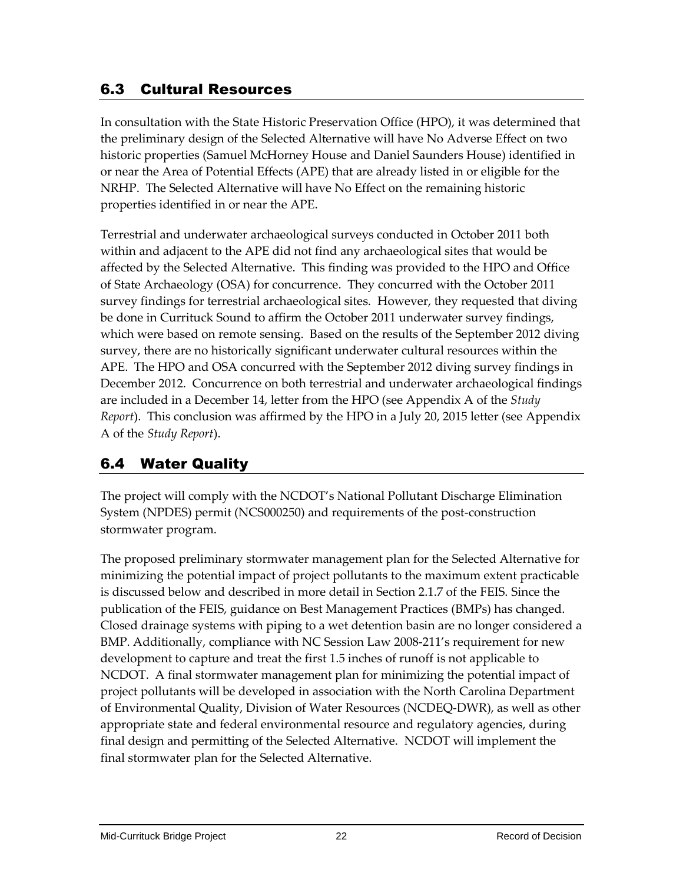## 6.3 Cultural Resources

In consultation with the State Historic Preservation Office (HPO), it was determined that the preliminary design of the Selected Alternative will have No Adverse Effect on two historic properties (Samuel McHorney House and Daniel Saunders House) identified in or near the Area of Potential Effects (APE) that are already listed in or eligible for the NRHP. The Selected Alternative will have No Effect on the remaining historic properties identified in or near the APE.

Terrestrial and underwater archaeological surveys conducted in October 2011 both within and adjacent to the APE did not find any archaeological sites that would be affected by the Selected Alternative. This finding was provided to the HPO and Office of State Archaeology (OSA) for concurrence. They concurred with the October 2011 survey findings for terrestrial archaeological sites. However, they requested that diving be done in Currituck Sound to affirm the October 2011 underwater survey findings, which were based on remote sensing. Based on the results of the September 2012 diving survey, there are no historically significant underwater cultural resources within the APE. The HPO and OSA concurred with the September 2012 diving survey findings in December 2012. Concurrence on both terrestrial and underwater archaeological findings are included in a December 14, letter from the HPO (see Appendix A of the *Study Report*). This conclusion was affirmed by the HPO in a July 20, 2015 letter (see Appendix A of the *Study Report*).

## 6.4 Water Quality

The project will comply with the NCDOT's National Pollutant Discharge Elimination System (NPDES) permit (NCS000250) and requirements of the post-construction stormwater program.

The proposed preliminary stormwater management plan for the Selected Alternative for minimizing the potential impact of project pollutants to the maximum extent practicable is discussed below and described in more detail in Section 2.1.7 of the FEIS. Since the publication of the FEIS, guidance on Best Management Practices (BMPs) has changed. Closed drainage systems with piping to a wet detention basin are no longer considered a BMP. Additionally, compliance with NC Session Law 2008-211's requirement for new development to capture and treat the first 1.5 inches of runoff is not applicable to NCDOT. A final stormwater management plan for minimizing the potential impact of project pollutants will be developed in association with the North Carolina Department of Environmental Quality, Division of Water Resources (NCDEQ-DWR), as well as other appropriate state and federal environmental resource and regulatory agencies, during final design and permitting of the Selected Alternative. NCDOT will implement the final stormwater plan for the Selected Alternative.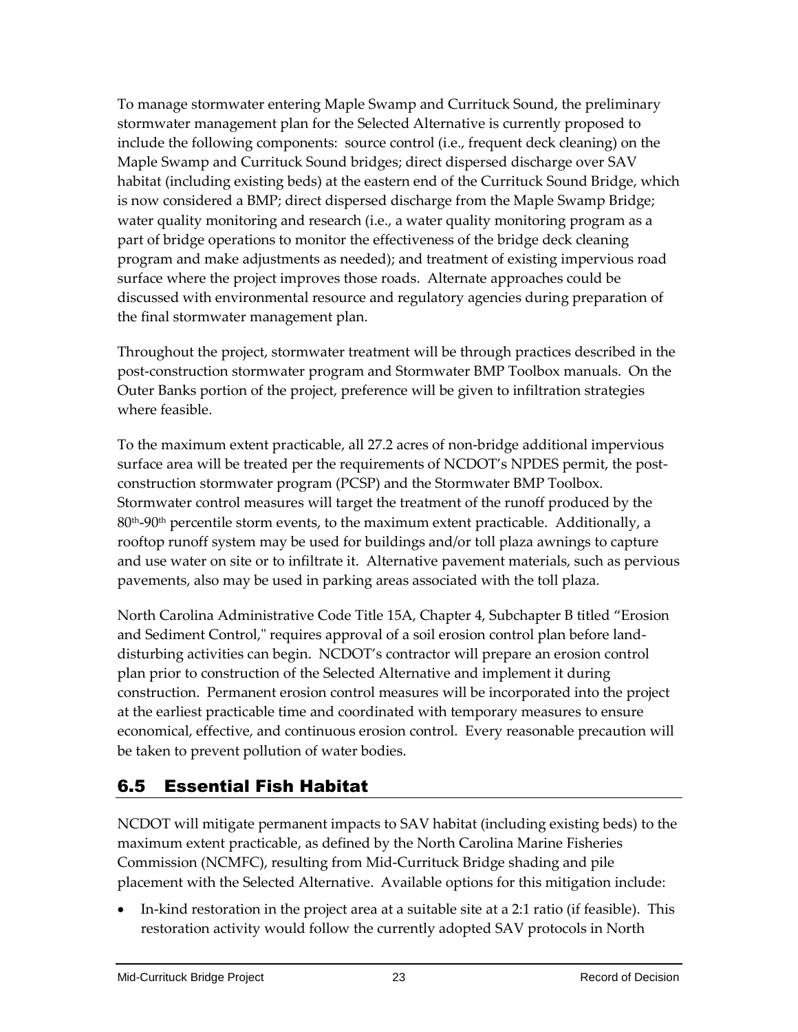To manage stormwater entering Maple Swamp and Currituck Sound, the preliminary stormwater management plan for the Selected Alternative is currently proposed to include the following components: source control (i.e., frequent deck cleaning) on the Maple Swamp and Currituck Sound bridges; direct dispersed discharge over SAV habitat (including existing beds) at the eastern end of the Currituck Sound Bridge, which is now considered a BMP; direct dispersed discharge from the Maple Swamp Bridge; water quality monitoring and research (i.e., a water quality monitoring program as a part of bridge operations to monitor the effectiveness of the bridge deck cleaning program and make adjustments as needed); and treatment of existing impervious road surface where the project improves those roads. Alternate approaches could be discussed with environmental resource and regulatory agencies during preparation of the final stormwater management plan.

Throughout the project, stormwater treatment will be through practices described in the post-construction stormwater program and Stormwater BMP Toolbox manuals. On the Outer Banks portion of the project, preference will be given to infiltration strategies where feasible.

To the maximum extent practicable, all 27.2 acres of non-bridge additional impervious surface area will be treated per the requirements of NCDOT's NPDES permit, the post-construction stormwater program (PCSP) and the Stormwater BMP Toolbox. Stormwater control measures will target the treatment of the runoff produced by the 80th-90th percentile storm events, to the maximum extent practicable. Additionally, a rooftop runoff system may be used for buildings and/or toll plaza awnings to capture and use water on site or to infiltrate it. Alternative pavement materials, such as pervious pavements, also may be used in parking areas associated with the toll plaza.

North Carolina Administrative Code Title 15A, Chapter 4, Subchapter B titled "Erosion and Sediment Control," requires approval of a soil erosion control plan before land-disturbing activities can begin. NCDOT's contractor will prepare an erosion control plan prior to construction of the Selected Alternative and implement it during construction. Permanent erosion control measures will be incorporated into the project at the earliest practicable time and coordinated with temporary measures to ensure economical, effective, and continuous erosion control. Every reasonable precaution will be taken to prevent pollution of water bodies.

## 6.5 Essential Fish Habitat

NCDOT will mitigate permanent impacts to SAV habitat (including existing beds) to the maximum extent practicable, as defined by the North Carolina Marine Fisheries Commission (NCMFC), resulting from Mid-Currituck Bridge shading and pile placement with the Selected Alternative. Available options for this mitigation include:

- In-kind restoration in the project area at a suitable site at a 2:1 ratio (if feasible). This restoration activity would follow the currently adopted SAV protocols in North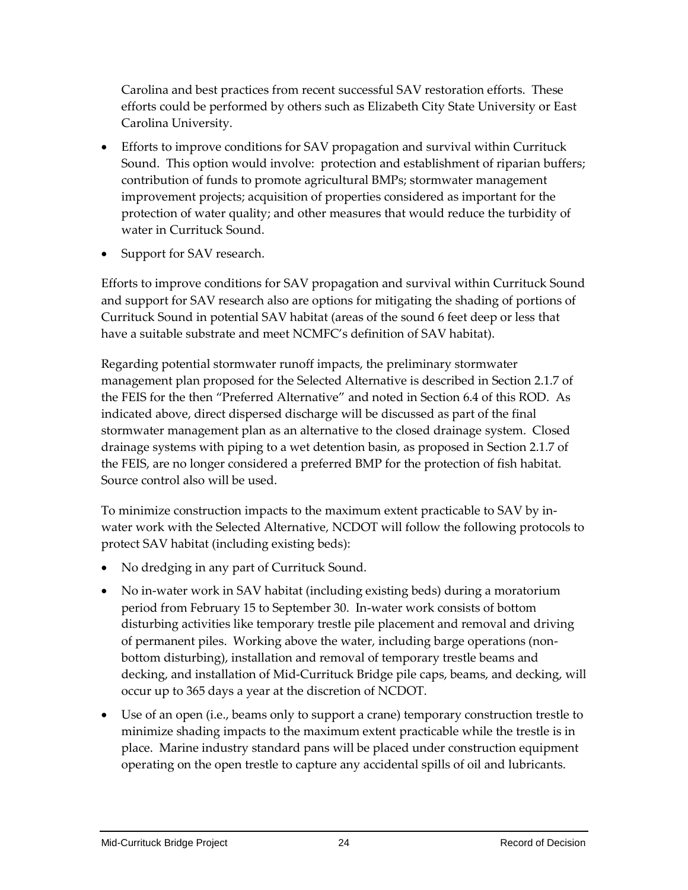Carolina and best practices from recent successful SAV restoration efforts. These efforts could be performed by others such as Elizabeth City State University or East Carolina University.

- Efforts to improve conditions for SAV propagation and survival within Currituck Sound. This option would involve: protection and establishment of riparian buffers; contribution of funds to promote agricultural BMPs; stormwater management improvement projects; acquisition of properties considered as important for the protection of water quality; and other measures that would reduce the turbidity of water in Currituck Sound.
- Support for SAV research.

Efforts to improve conditions for SAV propagation and survival within Currituck Sound and support for SAV research also are options for mitigating the shading of portions of Currituck Sound in potential SAV habitat (areas of the sound 6 feet deep or less that have a suitable substrate and meet NCMFC's definition of SAV habitat).

Regarding potential stormwater runoff impacts, the preliminary stormwater management plan proposed for the Selected Alternative is described in Section 2.1.7 of the FEIS for the then "Preferred Alternative" and noted in Section 6.4 of this ROD. As indicated above, direct dispersed discharge will be discussed as part of the final stormwater management plan as an alternative to the closed drainage system. Closed drainage systems with piping to a wet detention basin, as proposed in Section 2.1.7 of the FEIS, are no longer considered a preferred BMP for the protection of fish habitat. Source control also will be used.

To minimize construction impacts to the maximum extent practicable to SAV by in-water work with the Selected Alternative, NCDOT will follow the following protocols to protect SAV habitat (including existing beds):

- No dredging in any part of Currituck Sound.
- No in-water work in SAV habitat (including existing beds) during a moratorium period from February 15 to September 30. In-water work consists of bottom disturbing activities like temporary trestle pile placement and removal and driving of permanent piles. Working above the water, including barge operations (non-bottom disturbing), installation and removal of temporary trestle beams and decking, and installation of Mid-Currituck Bridge pile caps, beams, and decking, will occur up to 365 days a year at the discretion of NCDOT.
- Use of an open (i.e., beams only to support a crane) temporary construction trestle to minimize shading impacts to the maximum extent practicable while the trestle is in place. Marine industry standard pans will be placed under construction equipment operating on the open trestle to capture any accidental spills of oil and lubricants.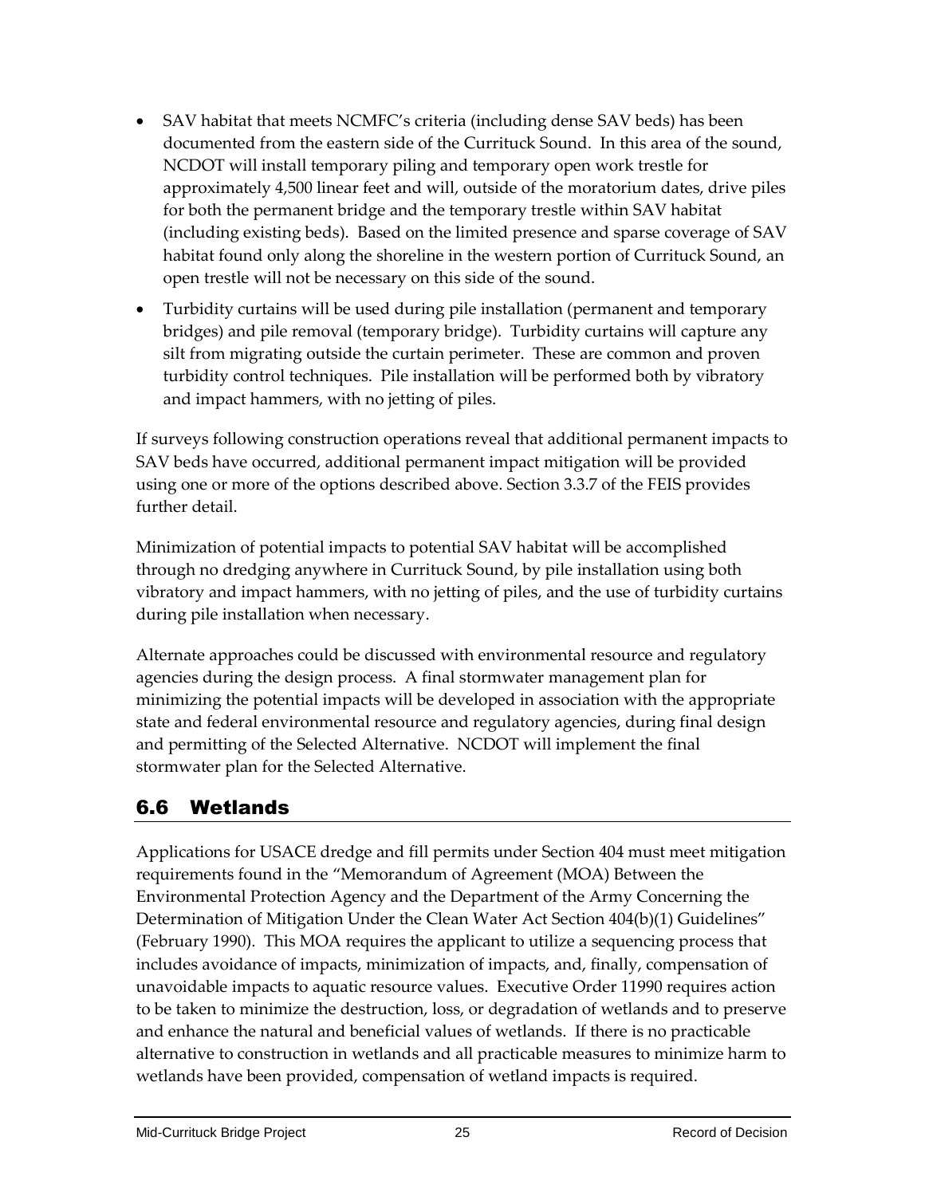- SAV habitat that meets NCMFC's criteria (including dense SAV beds) has been documented from the eastern side of the Currituck Sound. In this area of the sound, NCDOT will install temporary piling and temporary open work trestle for approximately 4,500 linear feet and will, outside of the moratorium dates, drive piles for both the permanent bridge and the temporary trestle within SAV habitat (including existing beds). Based on the limited presence and sparse coverage of SAV habitat found only along the shoreline in the western portion of Currituck Sound, an open trestle will not be necessary on this side of the sound.
- Turbidity curtains will be used during pile installation (permanent and temporary bridges) and pile removal (temporary bridge). Turbidity curtains will capture any silt from migrating outside the curtain perimeter. These are common and proven turbidity control techniques. Pile installation will be performed both by vibratory and impact hammers, with no jetting of piles.

If surveys following construction operations reveal that additional permanent impacts to SAV beds have occurred, additional permanent impact mitigation will be provided using one or more of the options described above. Section 3.3.7 of the FEIS provides further detail.

Minimization of potential impacts to potential SAV habitat will be accomplished through no dredging anywhere in Currituck Sound, by pile installation using both vibratory and impact hammers, with no jetting of piles, and the use of turbidity curtains during pile installation when necessary.

Alternate approaches could be discussed with environmental resource and regulatory agencies during the design process. A final stormwater management plan for minimizing the potential impacts will be developed in association with the appropriate state and federal environmental resource and regulatory agencies, during final design and permitting of the Selected Alternative. NCDOT will implement the final stormwater plan for the Selected Alternative.

## 6.6 Wetlands

Applications for USACE dredge and fill permits under Section 404 must meet mitigation requirements found in the "Memorandum of Agreement (MOA) Between the Environmental Protection Agency and the Department of the Army Concerning the Determination of Mitigation Under the Clean Water Act Section 404(b)(1) Guidelines" (February 1990). This MOA requires the applicant to utilize a sequencing process that includes avoidance of impacts, minimization of impacts, and, finally, compensation of unavoidable impacts to aquatic resource values. Executive Order 11990 requires action to be taken to minimize the destruction, loss, or degradation of wetlands and to preserve and enhance the natural and beneficial values of wetlands. If there is no practicable alternative to construction in wetlands and all practicable measures to minimize harm to wetlands have been provided, compensation of wetland impacts is required.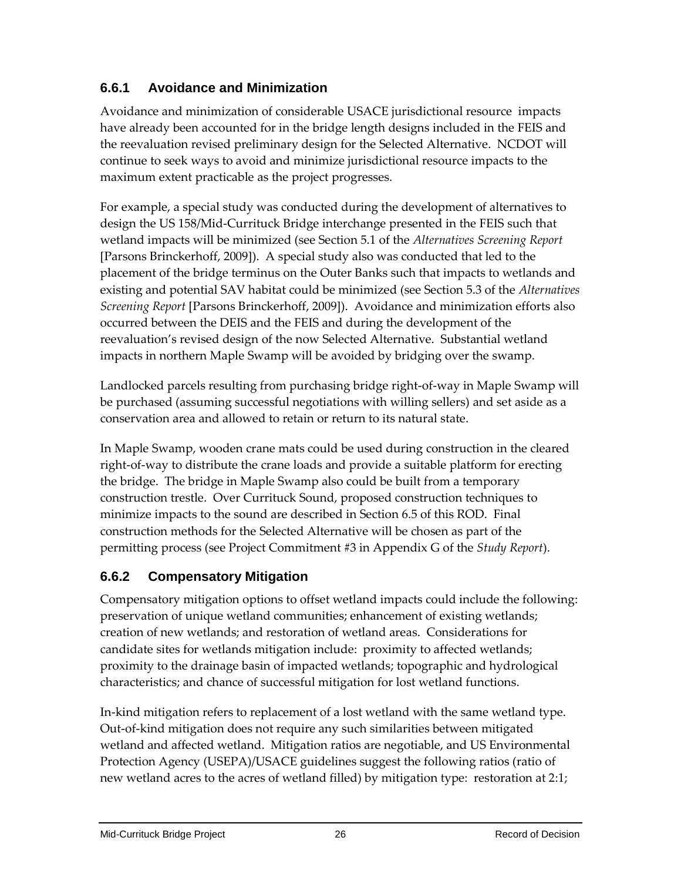### 6.6.1 Avoidance and Minimization

Avoidance and minimization of considerable USACE jurisdictional resource impacts have already been accounted for in the bridge length designs included in the FEIS and the reevaluation revised preliminary design for the Selected Alternative. NCDOT will continue to seek ways to avoid and minimize jurisdictional resource impacts to the maximum extent practicable as the project progresses.

For example, a special study was conducted during the development of alternatives to design the US 158/Mid-Currituck Bridge interchange presented in the FEIS such that wetland impacts will be minimized (see Section 5.1 of the *Alternatives Screening Report* [Parsons Brinckerhoff, 2009]). A special study also was conducted that led to the placement of the bridge terminus on the Outer Banks such that impacts to wetlands and existing and potential SAV habitat could be minimized (see Section 5.3 of the *Alternatives Screening Report* [Parsons Brinckerhoff, 2009]). Avoidance and minimization efforts also occurred between the DEIS and the FEIS and during the development of the reevaluation's revised design of the now Selected Alternative. Substantial wetland impacts in northern Maple Swamp will be avoided by bridging over the swamp.

Landlocked parcels resulting from purchasing bridge right-of-way in Maple Swamp will be purchased (assuming successful negotiations with willing sellers) and set aside as a conservation area and allowed to retain or return to its natural state.

In Maple Swamp, wooden crane mats could be used during construction in the cleared right-of-way to distribute the crane loads and provide a suitable platform for erecting the bridge. The bridge in Maple Swamp also could be built from a temporary construction trestle. Over Currituck Sound, proposed construction techniques to minimize impacts to the sound are described in Section 6.5 of this ROD. Final construction methods for the Selected Alternative will be chosen as part of the permitting process (see Project Commitment #3 in Appendix G of the *Study Report*).

### 6.6.2 Compensatory Mitigation

Compensatory mitigation options to offset wetland impacts could include the following: preservation of unique wetland communities; enhancement of existing wetlands; creation of new wetlands; and restoration of wetland areas. Considerations for candidate sites for wetlands mitigation include: proximity to affected wetlands; proximity to the drainage basin of impacted wetlands; topographic and hydrological characteristics; and chance of successful mitigation for lost wetland functions.

In-kind mitigation refers to replacement of a lost wetland with the same wetland type. Out-of-kind mitigation does not require any such similarities between mitigated wetland and affected wetland. Mitigation ratios are negotiable, and US Environmental Protection Agency (USEPA)/USACE guidelines suggest the following ratios (ratio of new wetland acres to the acres of wetland filled) by mitigation type: restoration at 2:1;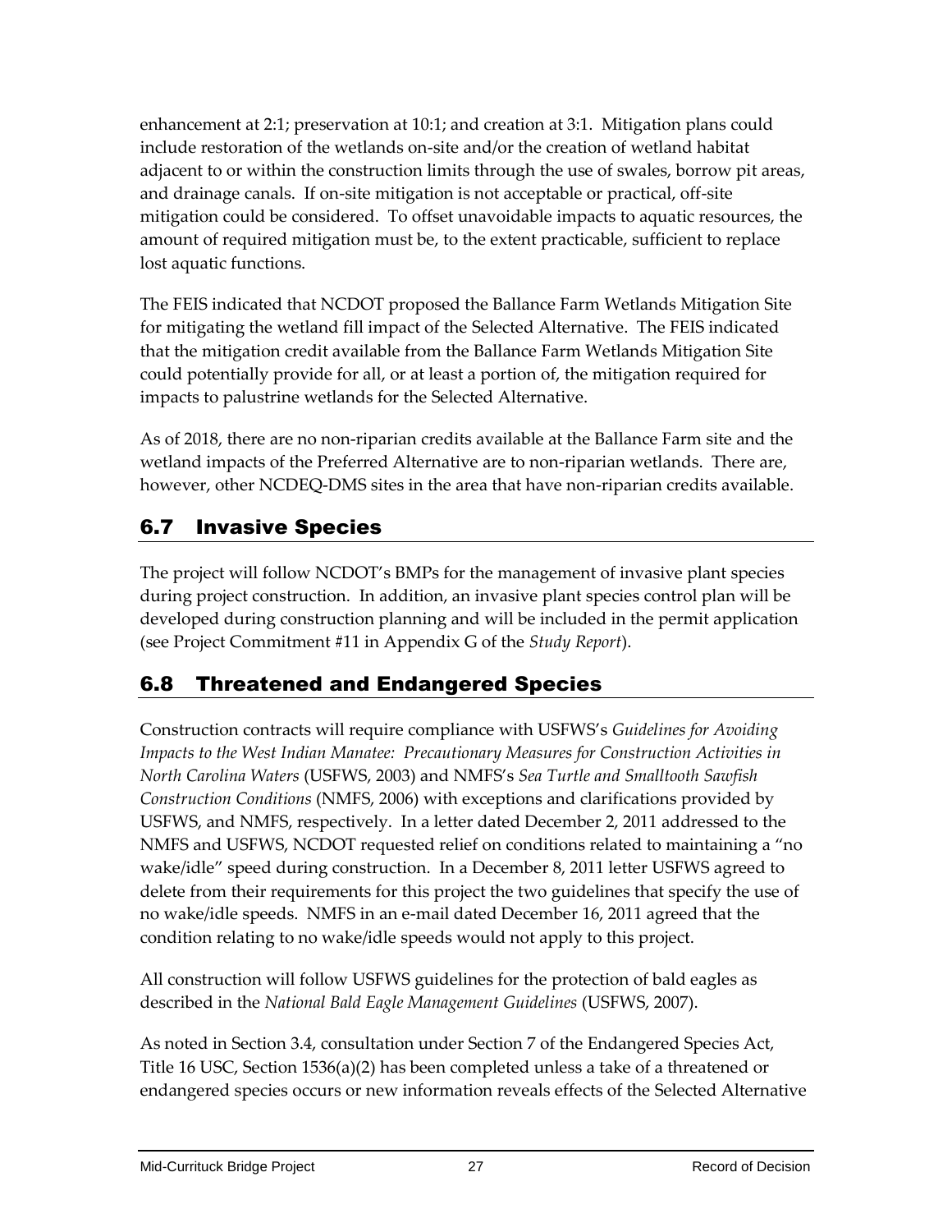enhancement at 2:1; preservation at 10:1; and creation at 3:1. Mitigation plans could include restoration of the wetlands on-site and/or the creation of wetland habitat adjacent to or within the construction limits through the use of swales, borrow pit areas, and drainage canals. If on-site mitigation is not acceptable or practical, off-site mitigation could be considered. To offset unavoidable impacts to aquatic resources, the amount of required mitigation must be, to the extent practicable, sufficient to replace lost aquatic functions.

The FEIS indicated that NCDOT proposed the Ballance Farm Wetlands Mitigation Site for mitigating the wetland fill impact of the Selected Alternative. The FEIS indicated that the mitigation credit available from the Ballance Farm Wetlands Mitigation Site could potentially provide for all, or at least a portion of, the mitigation required for impacts to palustrine wetlands for the Selected Alternative.

As of 2018, there are no non-riparian credits available at the Ballance Farm site and the wetland impacts of the Preferred Alternative are to non-riparian wetlands. There are, however, other NCDEQ-DMS sites in the area that have non-riparian credits available.

## 6.7 Invasive Species

The project will follow NCDOT's BMPs for the management of invasive plant species during project construction. In addition, an invasive plant species control plan will be developed during construction planning and will be included in the permit application (see Project Commitment #11 in Appendix G of the *Study Report*).

## 6.8 Threatened and Endangered Species

Construction contracts will require compliance with USFWS's *Guidelines for Avoiding Impacts to the West Indian Manatee: Precautionary Measures for Construction Activities in North Carolina Waters* (USFWS, 2003) and NMFS's *Sea Turtle and Smalltooth Sawfish Construction Conditions* (NMFS, 2006) with exceptions and clarifications provided by USFWS, and NMFS, respectively. In a letter dated December 2, 2011 addressed to the NMFS and USFWS, NCDOT requested relief on conditions related to maintaining a "no wake/idle" speed during construction. In a December 8, 2011 letter USFWS agreed to delete from their requirements for this project the two guidelines that specify the use of no wake/idle speeds. NMFS in an e-mail dated December 16, 2011 agreed that the condition relating to no wake/idle speeds would not apply to this project.

All construction will follow USFWS guidelines for the protection of bald eagles as described in the *National Bald Eagle Management Guidelines* (USFWS, 2007).

As noted in Section 3.4, consultation under Section 7 of the Endangered Species Act, Title 16 USC, Section 1536(a)(2) has been completed unless a take of a threatened or endangered species occurs or new information reveals effects of the Selected Alternative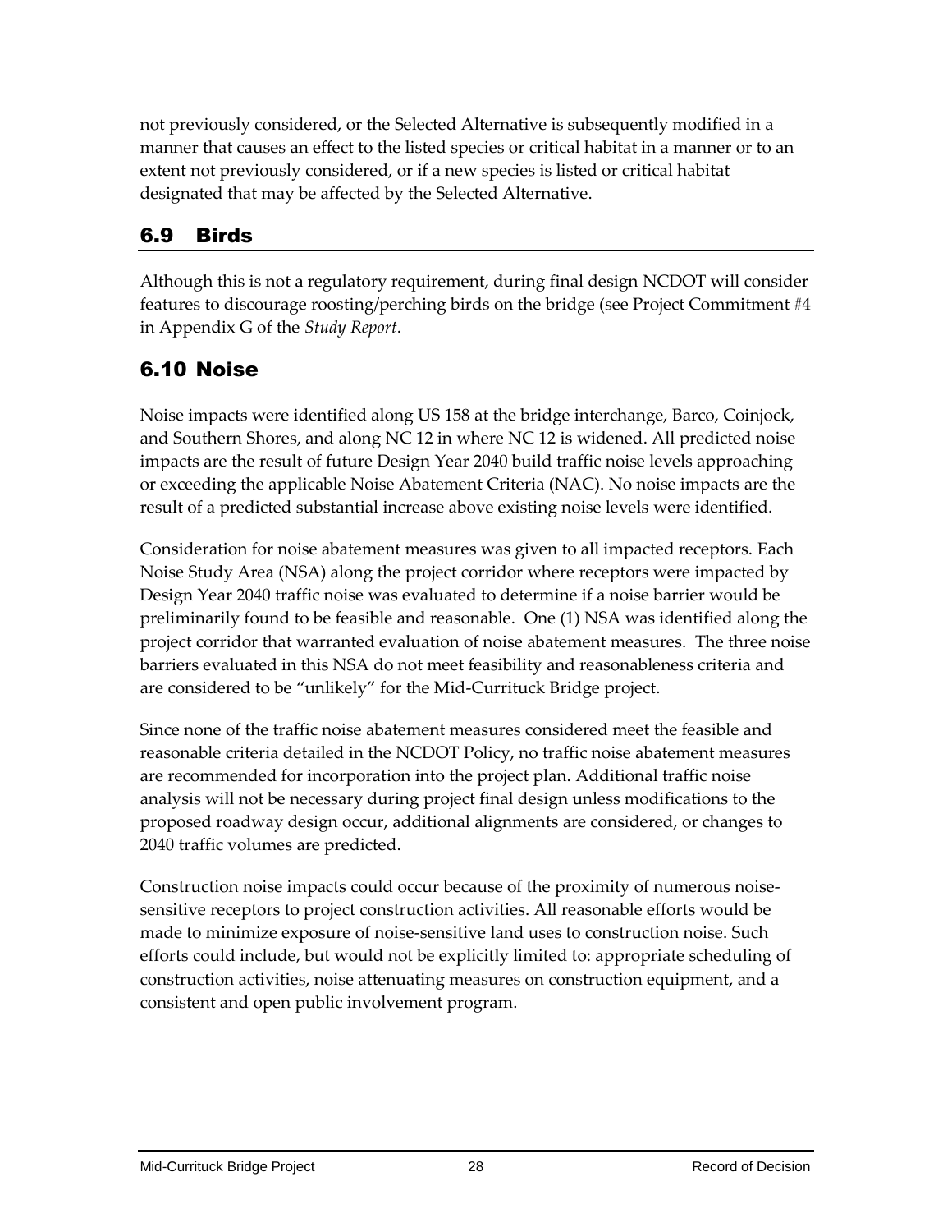not previously considered, or the Selected Alternative is subsequently modified in a manner that causes an effect to the listed species or critical habitat in a manner or to an extent not previously considered, or if a new species is listed or critical habitat designated that may be affected by the Selected Alternative.

## 6.9 Birds

Although this is not a regulatory requirement, during final design NCDOT will consider features to discourage roosting/perching birds on the bridge (see Project Commitment #4 in Appendix G of the *Study Report*.

## 6.10 Noise

Noise impacts were identified along US 158 at the bridge interchange, Barco, Coinjock, and Southern Shores, and along NC 12 in where NC 12 is widened. All predicted noise impacts are the result of future Design Year 2040 build traffic noise levels approaching or exceeding the applicable Noise Abatement Criteria (NAC). No noise impacts are the result of a predicted substantial increase above existing noise levels were identified.

Consideration for noise abatement measures was given to all impacted receptors. Each Noise Study Area (NSA) along the project corridor where receptors were impacted by Design Year 2040 traffic noise was evaluated to determine if a noise barrier would be preliminarily found to be feasible and reasonable. One (1) NSA was identified along the project corridor that warranted evaluation of noise abatement measures. The three noise barriers evaluated in this NSA do not meet feasibility and reasonableness criteria and are considered to be "unlikely" for the Mid-Currituck Bridge project.

Since none of the traffic noise abatement measures considered meet the feasible and reasonable criteria detailed in the NCDOT Policy, no traffic noise abatement measures are recommended for incorporation into the project plan. Additional traffic noise analysis will not be necessary during project final design unless modifications to the proposed roadway design occur, additional alignments are considered, or changes to 2040 traffic volumes are predicted.

Construction noise impacts could occur because of the proximity of numerous noise-sensitive receptors to project construction activities. All reasonable efforts would be made to minimize exposure of noise-sensitive land uses to construction noise. Such efforts could include, but would not be explicitly limited to: appropriate scheduling of construction activities, noise attenuating measures on construction equipment, and a consistent and open public involvement program.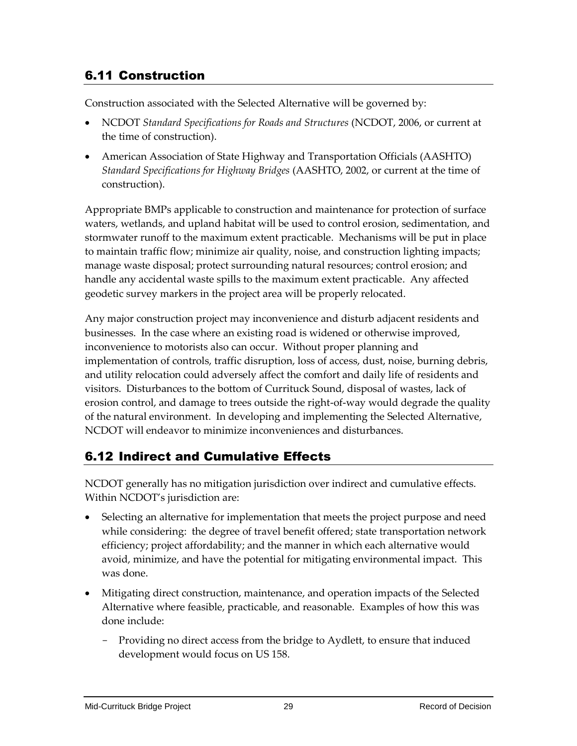## 6.11 Construction

Construction associated with the Selected Alternative will be governed by:

- NCDOT *Standard Specifications for Roads and Structures* (NCDOT, 2006, or current at the time of construction).
- American Association of State Highway and Transportation Officials (AASHTO) *Standard Specifications for Highway Bridges* (AASHTO, 2002, or current at the time of construction).

Appropriate BMPs applicable to construction and maintenance for protection of surface waters, wetlands, and upland habitat will be used to control erosion, sedimentation, and stormwater runoff to the maximum extent practicable. Mechanisms will be put in place to maintain traffic flow; minimize air quality, noise, and construction lighting impacts; manage waste disposal; protect surrounding natural resources; control erosion; and handle any accidental waste spills to the maximum extent practicable. Any affected geodetic survey markers in the project area will be properly relocated.

Any major construction project may inconvenience and disturb adjacent residents and businesses. In the case where an existing road is widened or otherwise improved, inconvenience to motorists also can occur. Without proper planning and implementation of controls, traffic disruption, loss of access, dust, noise, burning debris, and utility relocation could adversely affect the comfort and daily life of residents and visitors. Disturbances to the bottom of Currituck Sound, disposal of wastes, lack of erosion control, and damage to trees outside the right-of-way would degrade the quality of the natural environment. In developing and implementing the Selected Alternative, NCDOT will endeavor to minimize inconveniences and disturbances.

## 6.12 Indirect and Cumulative Effects

NCDOT generally has no mitigation jurisdiction over indirect and cumulative effects. Within NCDOT's jurisdiction are:

- Selecting an alternative for implementation that meets the project purpose and need while considering: the degree of travel benefit offered; state transportation network efficiency; project affordability; and the manner in which each alternative would avoid, minimize, and have the potential for mitigating environmental impact. This was done.
- Mitigating direct construction, maintenance, and operation impacts of the Selected Alternative where feasible, practicable, and reasonable. Examples of how this was done include:
  - Providing no direct access from the bridge to Aydlett, to ensure that induced development would focus on US 158.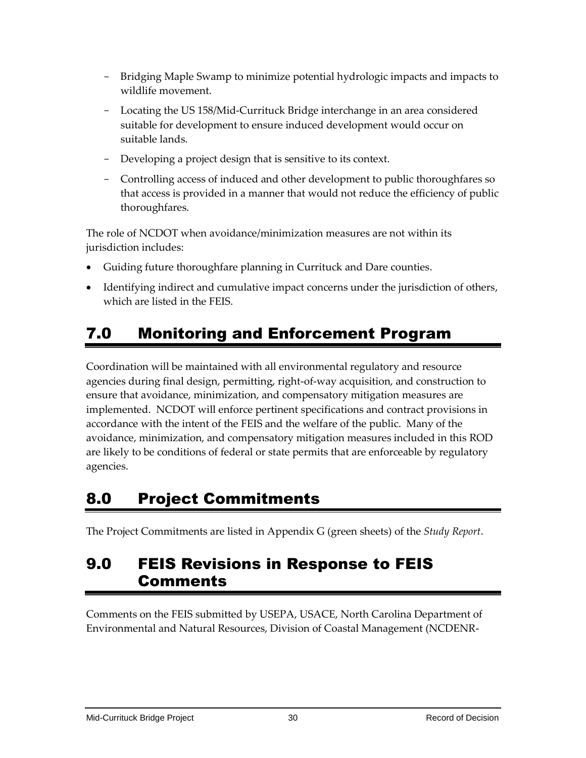- Bridging Maple Swamp to minimize potential hydrologic impacts and impacts to wildlife movement.
- Locating the US 158/Mid-Currituck Bridge interchange in an area considered suitable for development to ensure induced development would occur on suitable lands.
- Developing a project design that is sensitive to its context.
- Controlling access of induced and other development to public thoroughfares so that access is provided in a manner that would not reduce the efficiency of public thoroughfares.

The role of NCDOT when avoidance/minimization measures are not within its jurisdiction includes:

- Guiding future thoroughfare planning in Currituck and Dare counties.
- Identifying indirect and cumulative impact concerns under the jurisdiction of others, which are listed in the FEIS.

# 7.0 Monitoring and Enforcement Program

Coordination will be maintained with all environmental regulatory and resource agencies during final design, permitting, right-of-way acquisition, and construction to ensure that avoidance, minimization, and compensatory mitigation measures are implemented. NCDOT will enforce pertinent specifications and contract provisions in accordance with the intent of the FEIS and the welfare of the public. Many of the avoidance, minimization, and compensatory mitigation measures included in this ROD are likely to be conditions of federal or state permits that are enforceable by regulatory agencies.

# 8.0 Project Commitments

The Project Commitments are listed in Appendix G (green sheets) of the *Study Report*.

# 9.0 FEIS Revisions in Response to FEIS Comments

Comments on the FEIS submitted by USEPA, USACE, North Carolina Department of Environmental and Natural Resources, Division of Coastal Management (NCDENR-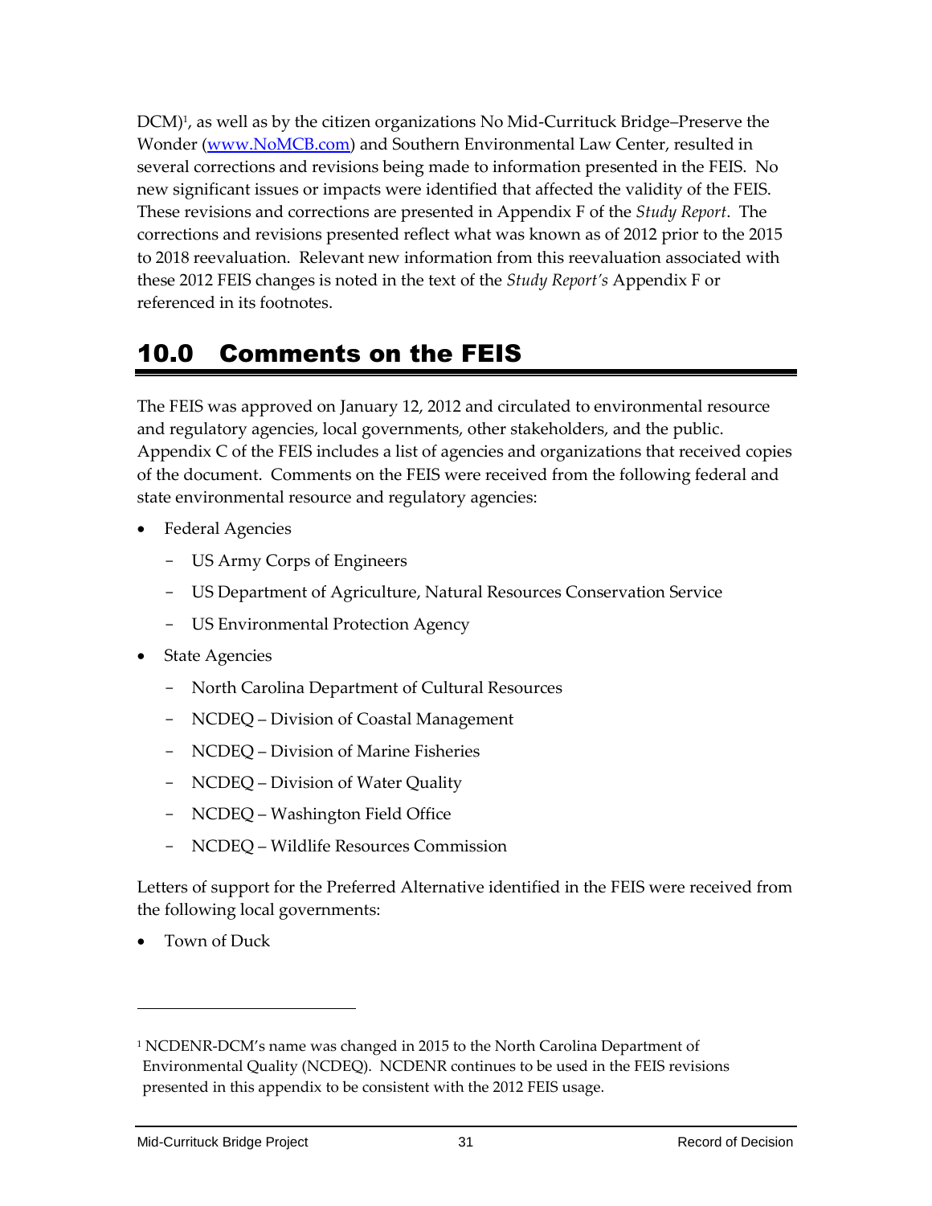DCM)[1], as well as by the citizen organizations No Mid-Currituck Bridge–Preserve the Wonder (www.NoMCB.com) and Southern Environmental Law Center, resulted in several corrections and revisions being made to information presented in the FEIS. No new significant issues or impacts were identified that affected the validity of the FEIS. These revisions and corrections are presented in Appendix F of the *Study Report*. The corrections and revisions presented reflect what was known as of 2012 prior to the 2015 to 2018 reevaluation. Relevant new information from this reevaluation associated with these 2012 FEIS changes is noted in the text of the *Study Report's* Appendix F or referenced in its footnotes.

# 10.0 Comments on the FEIS

The FEIS was approved on January 12, 2012 and circulated to environmental resource and regulatory agencies, local governments, other stakeholders, and the public. Appendix C of the FEIS includes a list of agencies and organizations that received copies of the document. Comments on the FEIS were received from the following federal and state environmental resource and regulatory agencies:

- Federal Agencies
  - US Army Corps of Engineers
  - US Department of Agriculture, Natural Resources Conservation Service
  - US Environmental Protection Agency
- State Agencies
  - North Carolina Department of Cultural Resources
  - NCDEQ – Division of Coastal Management
  - NCDEQ – Division of Marine Fisheries
  - NCDEQ – Division of Water Quality
  - NCDEQ – Washington Field Office
  - NCDEQ – Wildlife Resources Commission

Letters of support for the Preferred Alternative identified in the FEIS were received from the following local governments:

- Town of Duck

[1] NCDENR-DCM's name was changed in 2015 to the North Carolina Department of Environmental Quality (NCDEQ). NCDENR continues to be used in the FEIS revisions presented in this appendix to be consistent with the 2012 FEIS usage.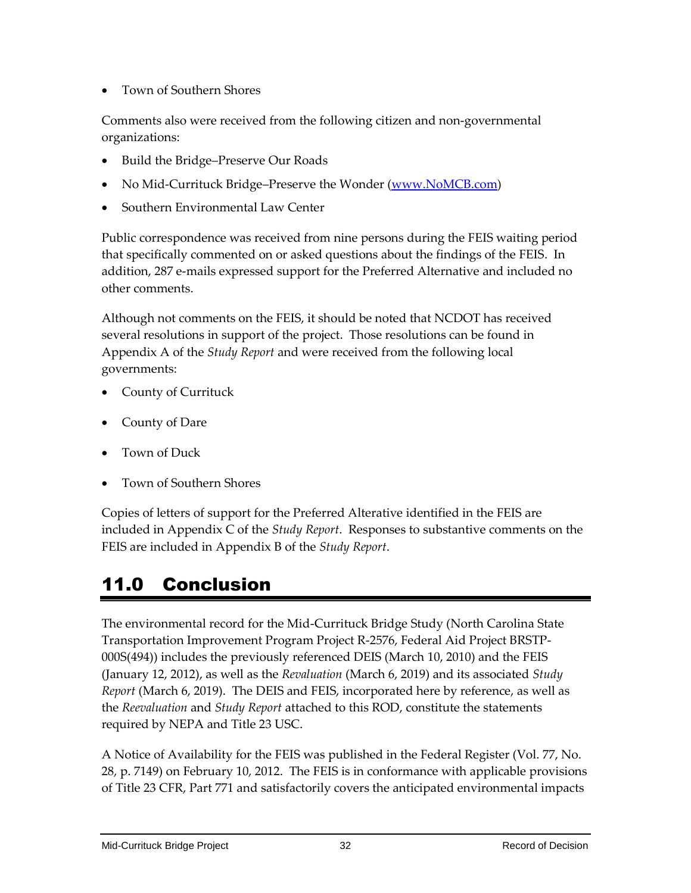- Town of Southern Shores

Comments also were received from the following citizen and non-governmental organizations:

- Build the Bridge–Preserve Our Roads
- No Mid-Currituck Bridge–Preserve the Wonder (www.NoMCB.com)
- Southern Environmental Law Center

Public correspondence was received from nine persons during the FEIS waiting period that specifically commented on or asked questions about the findings of the FEIS. In addition, 287 e-mails expressed support for the Preferred Alternative and included no other comments.

Although not comments on the FEIS, it should be noted that NCDOT has received several resolutions in support of the project. Those resolutions can be found in Appendix A of the *Study Report* and were received from the following local governments:

- County of Currituck
- County of Dare
- Town of Duck
- Town of Southern Shores

Copies of letters of support for the Preferred Alterative identified in the FEIS are included in Appendix C of the *Study Report*. Responses to substantive comments on the FEIS are included in Appendix B of the *Study Report*.

# 11.0 Conclusion

The environmental record for the Mid-Currituck Bridge Study (North Carolina State Transportation Improvement Program Project R-2576, Federal Aid Project BRSTP-000S(494)) includes the previously referenced DEIS (March 10, 2010) and the FEIS (January 12, 2012), as well as the *Revaluation* (March 6, 2019) and its associated *Study Report* (March 6, 2019). The DEIS and FEIS, incorporated here by reference, as well as the *Reevaluation* and *Study Report* attached to this ROD, constitute the statements required by NEPA and Title 23 USC.

A Notice of Availability for the FEIS was published in the Federal Register (Vol. 77, No. 28, p. 7149) on February 10, 2012. The FEIS is in conformance with applicable provisions of Title 23 CFR, Part 771 and satisfactorily covers the anticipated environmental impacts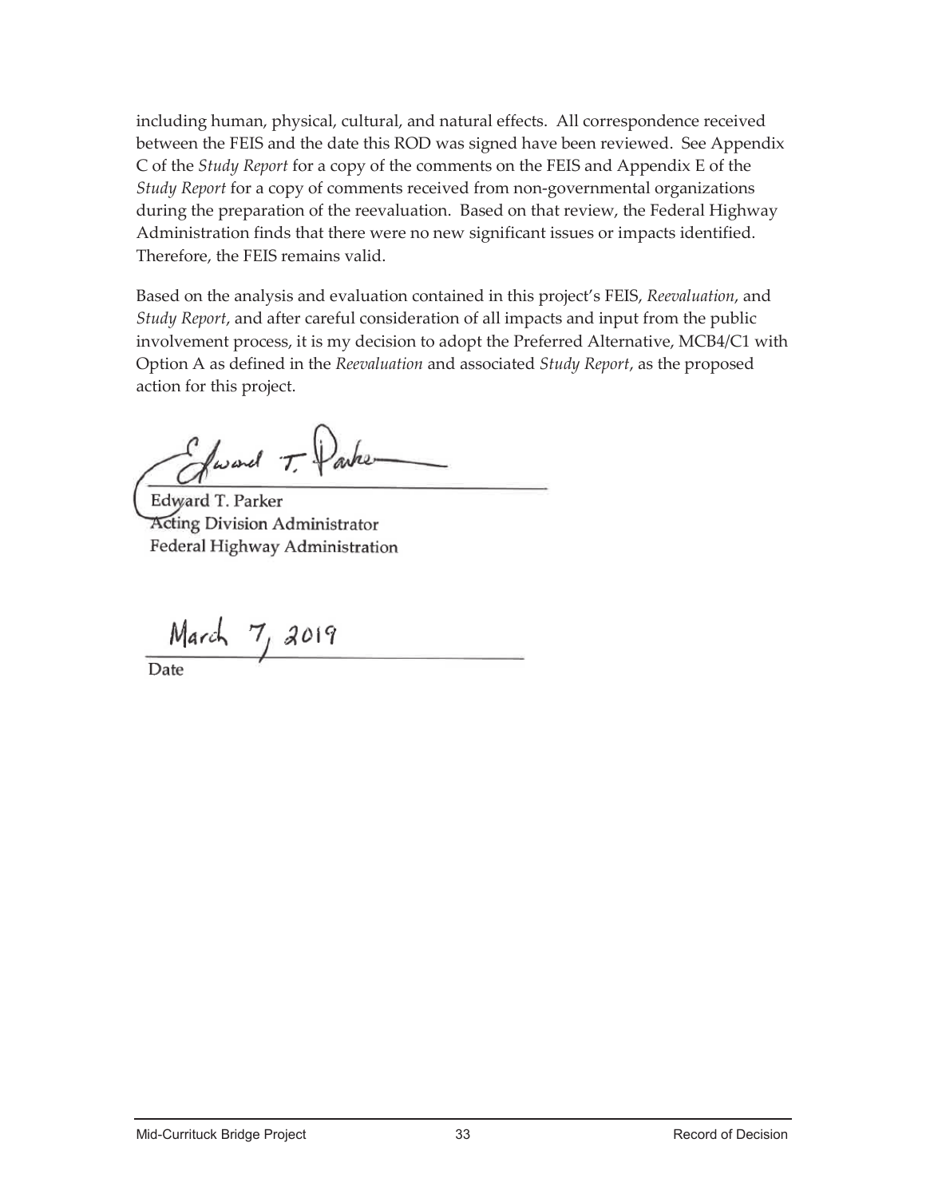including human, physical, cultural, and natural effects. All correspondence received between the FEIS and the date this ROD was signed have been reviewed. See Appendix C of the *Study Report* for a copy of the comments on the FEIS and Appendix E of the *Study Report* for a copy of comments received from non-governmental organizations during the preparation of the reevaluation. Based on that review, the Federal Highway Administration finds that there were no new significant issues or impacts identified. Therefore, the FEIS remains valid.

Based on the analysis and evaluation contained in this project's FEIS, *Reevaluation*, and *Study Report*, and after careful consideration of all impacts and input from the public involvement process, it is my decision to adopt the Preferred Alternative, MCB4/C1 with Option A as defined in the *Reevaluation* and associated *Study Report*, as the proposed action for this project.

Edward T. Parker
Acting Division Administrator
Federal Highway Administration

March 7, 2019
Date